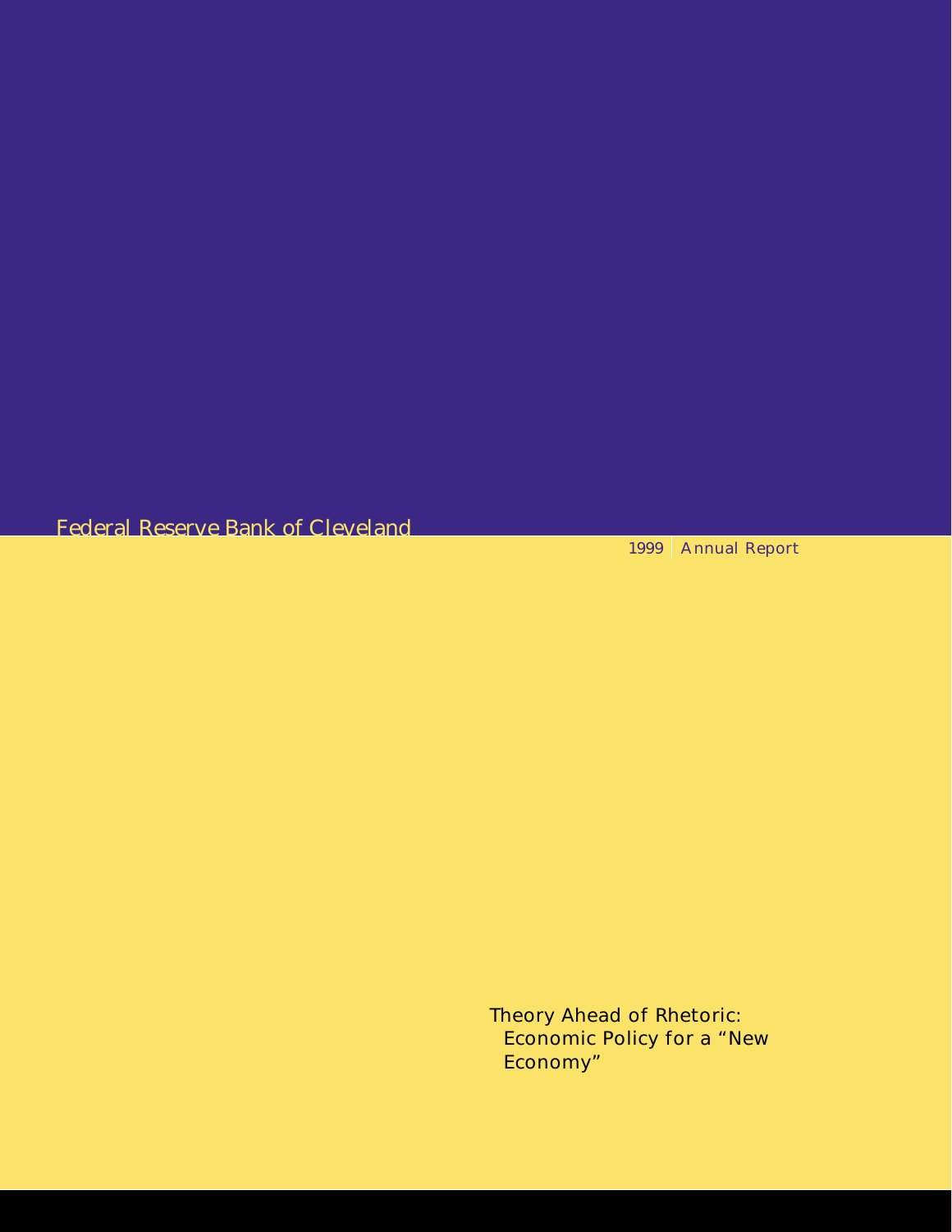Federal Reserve Bank of Cleveland

1999 | Annual Report

# Theory Ahead of Rhetoric: Economic Policy for a "New Economy"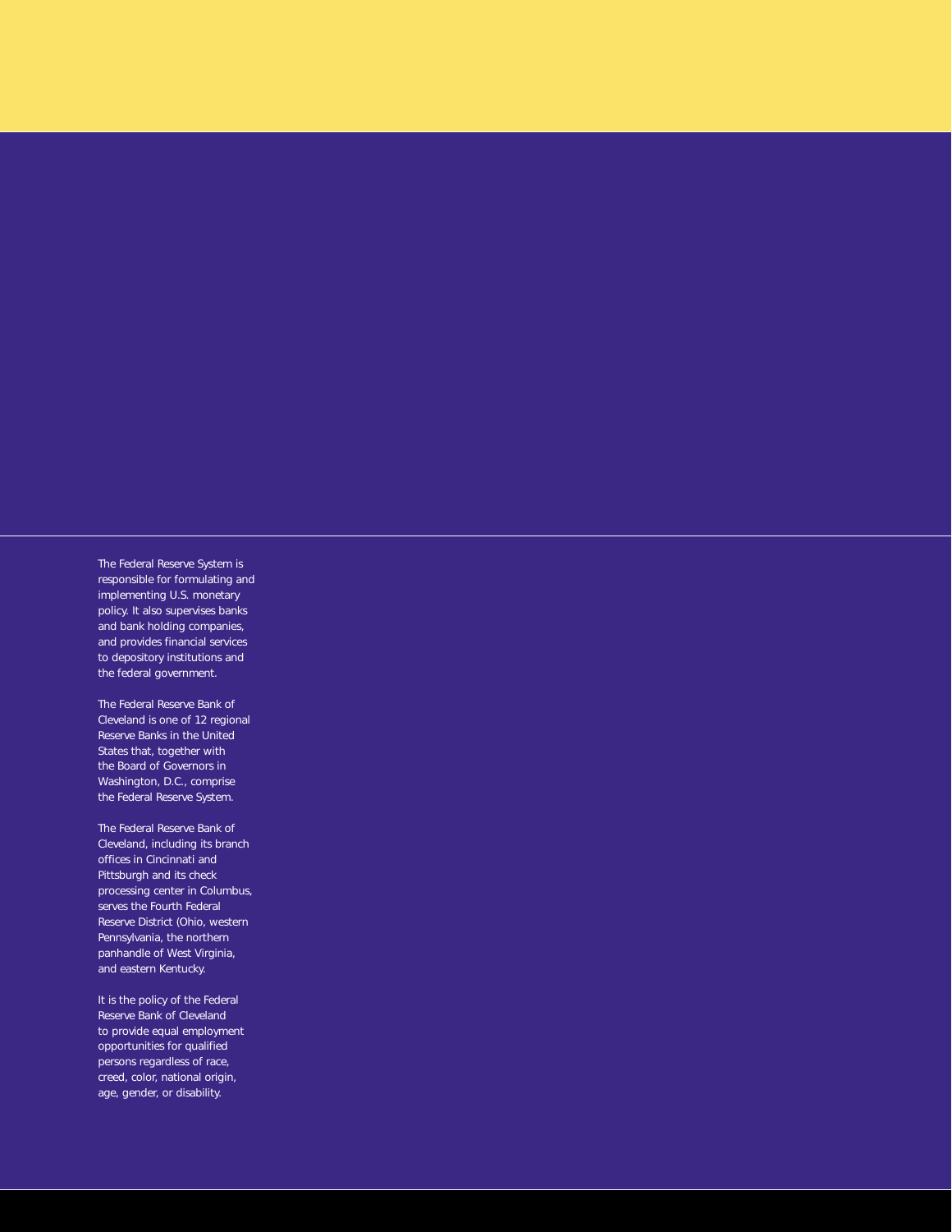The Federal Reserve System is responsible for formulating and implementing U.S. monetary policy. It also supervises banks and bank holding companies, and provides financial services to depository institutions and the federal government.

The Federal Reserve Bank of Cleveland is one of 12 regional Reserve Banks in the United States that, together with the Board of Governors in Washington, D.C., comprise the Federal Reserve System.

The Federal Reserve Bank of Cleveland, including its branch offices in Cincinnati and Pittsburgh and its check processing center in Columbus, serves the Fourth Federal Reserve District (Ohio, western Pennsylvania, the northern panhandle of West Virginia, and eastern Kentucky.

It is the policy of the Federal Reserve Bank of Cleveland to provide equal employment opportunities for qualified persons regardless of race, creed, color, national origin, age, gender, or disability.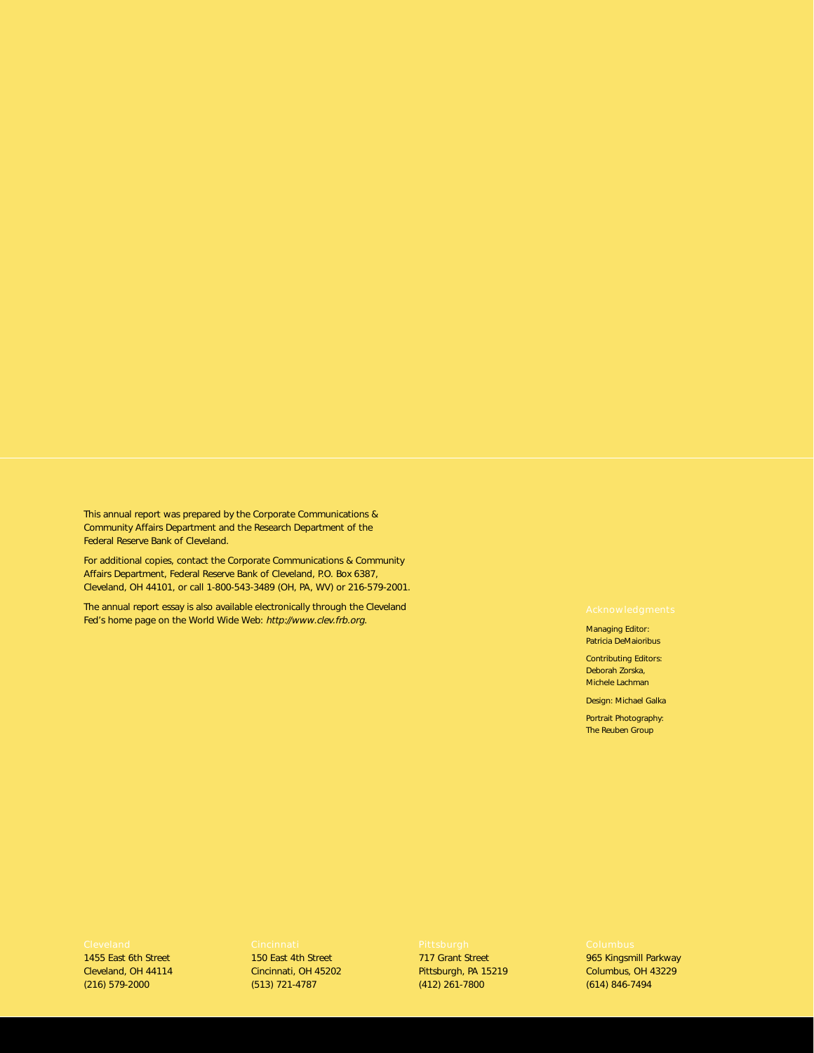This annual report was prepared by the Corporate Communications & Community Affairs Department and the Research Department of the Federal Reserve Bank of Cleveland.

For additional copies, contact the Corporate Communications & Community Affairs Department, Federal Reserve Bank of Cleveland, P.O. Box 6387, Cleveland, OH 44101, or call 1-800-543-3489 (OH, PA, WV) or 216-579-2001.

The annual report essay is also available electronically through the Cleveland Fed's home page on the World Wide Web: *http://www.clev.frb.org*.

## Acknowledgments

Managing Editor:
Patricia DeMaioribus

Contributing Editors:
Deborah Zorska,
Michele Lachman

Design: Michael Galka

Portrait Photography:
The Reuben Group

**Cleveland**
1455 East 6th Street
Cleveland, OH 44114
(216) 579-2000

**Cincinnati**
150 East 4th Street
Cincinnati, OH 45202
(513) 721-4787

**Pittsburgh**
717 Grant Street
Pittsburgh, PA 15219
(412) 261-7800

**Columbus**
965 Kingsmill Parkway
Columbus, OH 43229
(614) 846-7494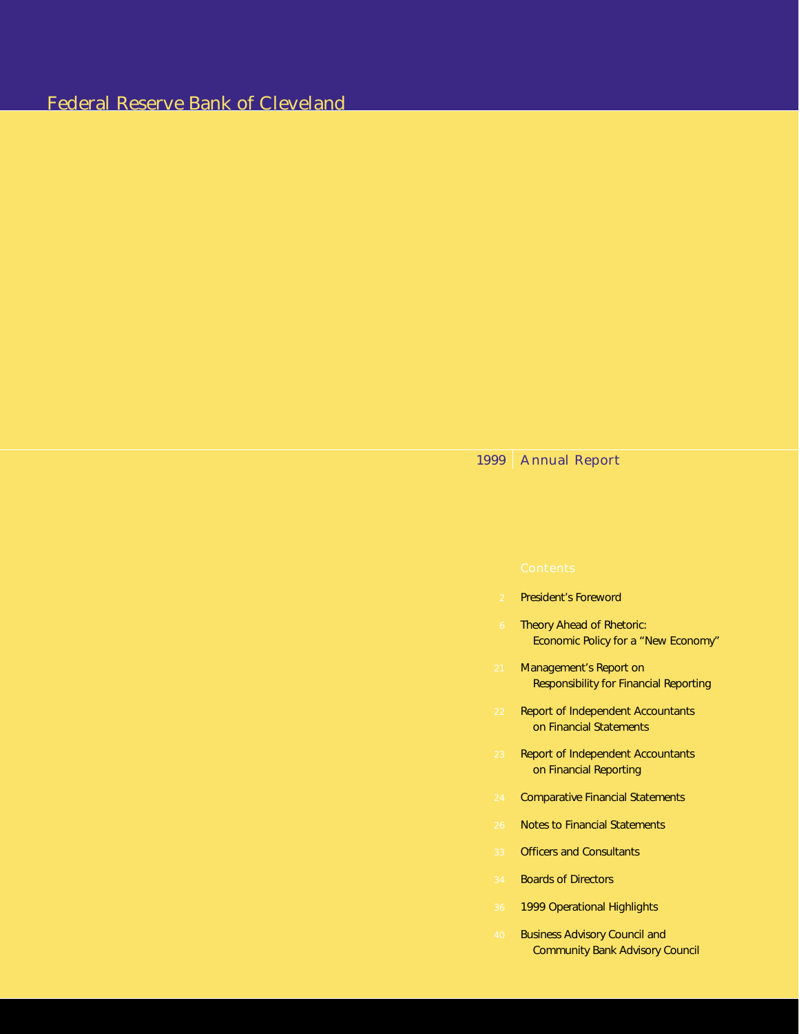# Federal Reserve Bank of Cleveland

## 1999 | Annual Report

### Contents

2 President's Foreword

6 Theory Ahead of Rhetoric: Economic Policy for a "New Economy"

21 Management's Report on Responsibility for Financial Reporting

22 Report of Independent Accountants on Financial Statements

23 Report of Independent Accountants on Financial Reporting

24 Comparative Financial Statements

26 Notes to Financial Statements

33 Officers and Consultants

34 Boards of Directors

36 1999 Operational Highlights

40 Business Advisory Council and Community Bank Advisory Council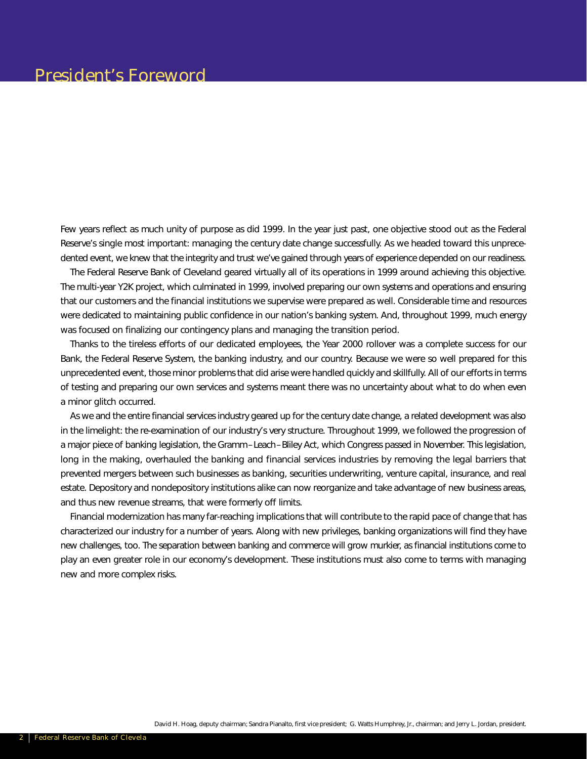# President's Foreword

Few years reflect as much unity of purpose as did 1999. In the year just past, one objective stood out as the Federal Reserve's single most important: managing the century date change successfully. As we headed toward this unprecedented event, we knew that the integrity and trust we've gained through years of experience depended on our readiness.

The Federal Reserve Bank of Cleveland geared virtually all of its operations in 1999 around achieving this objective. The multi-year Y2K project, which culminated in 1999, involved preparing our own systems and operations and ensuring that our customers and the financial institutions we supervise were prepared as well. Considerable time and resources were dedicated to maintaining public confidence in our nation's banking system. And, throughout 1999, much energy was focused on finalizing our contingency plans and managing the transition period.

Thanks to the tireless efforts of our dedicated employees, the Year 2000 rollover was a complete success for our Bank, the Federal Reserve System, the banking industry, and our country. Because we were so well prepared for this unprecedented event, those minor problems that did arise were handled quickly and skillfully. All of our efforts in terms of testing and preparing our own services and systems meant there was no uncertainty about what to do when even a minor glitch occurred.

As we and the entire financial services industry geared up for the century date change, a related development was also in the limelight: the re-examination of our industry's very structure. Throughout 1999, we followed the progression of a major piece of banking legislation, the Gramm–Leach–Bliley Act, which Congress passed in November. This legislation, long in the making, overhauled the banking and financial services industries by removing the legal barriers that prevented mergers between such businesses as banking, securities underwriting, venture capital, insurance, and real estate. Depository and nondepository institutions alike can now reorganize and take advantage of new business areas, and thus new revenue streams, that were formerly off limits.

Financial modernization has many far-reaching implications that will contribute to the rapid pace of change that has characterized our industry for a number of years. Along with new privileges, banking organizations will find they have new challenges, too. The separation between banking and commerce will grow murkier, as financial institutions come to play an even greater role in our economy's development. These institutions must also come to terms with managing new and more complex risks.

David H. Hoag, deputy chairman; Sandra Pianalto, first vice president; G. Watts Humphrey, Jr., chairman; and Jerry L. Jordan, president.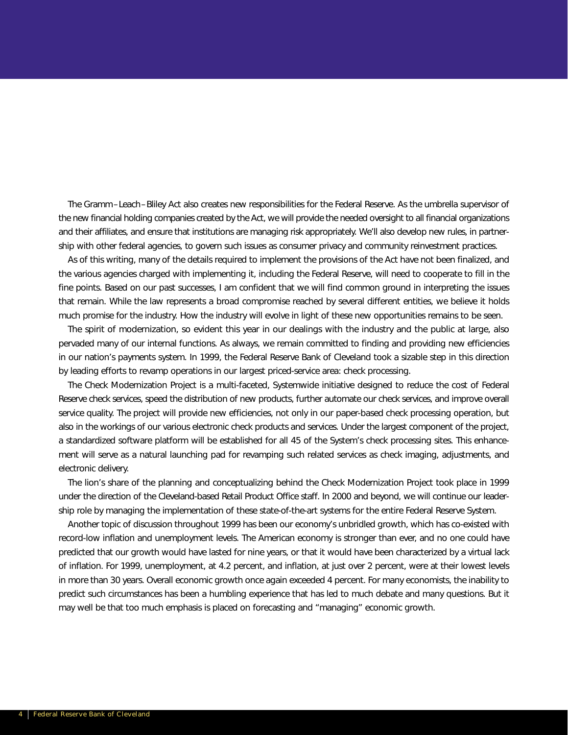The Gramm–Leach–Bliley Act also creates new responsibilities for the Federal Reserve. As the umbrella supervisor of the new financial holding companies created by the Act, we will provide the needed oversight to all financial organizations and their affiliates, and ensure that institutions are managing risk appropriately. We'll also develop new rules, in partnership with other federal agencies, to govern such issues as consumer privacy and community reinvestment practices.

As of this writing, many of the details required to implement the provisions of the Act have not been finalized, and the various agencies charged with implementing it, including the Federal Reserve, will need to cooperate to fill in the fine points. Based on our past successes, I am confident that we will find common ground in interpreting the issues that remain. While the law represents a broad compromise reached by several different entities, we believe it holds much promise for the industry. How the industry will evolve in light of these new opportunities remains to be seen.

The spirit of modernization, so evident this year in our dealings with the industry and the public at large, also pervaded many of our internal functions. As always, we remain committed to finding and providing new efficiencies in our nation's payments system. In 1999, the Federal Reserve Bank of Cleveland took a sizable step in this direction by leading efforts to revamp operations in our largest priced-service area: check processing.

The Check Modernization Project is a multi-faceted, Systemwide initiative designed to reduce the cost of Federal Reserve check services, speed the distribution of new products, further automate our check services, and improve overall service quality. The project will provide new efficiencies, not only in our paper-based check processing operation, but also in the workings of our various electronic check products and services. Under the largest component of the project, a standardized software platform will be established for all 45 of the System's check processing sites. This enhancement will serve as a natural launching pad for revamping such related services as check imaging, adjustments, and electronic delivery.

The lion's share of the planning and conceptualizing behind the Check Modernization Project took place in 1999 under the direction of the Cleveland-based Retail Product Office staff. In 2000 and beyond, we will continue our leadership role by managing the implementation of these state-of-the-art systems for the entire Federal Reserve System.

Another topic of discussion throughout 1999 has been our economy's unbridled growth, which has co-existed with record-low inflation and unemployment levels. The American economy is stronger than ever, and no one could have predicted that our growth would have lasted for nine years, or that it would have been characterized by a virtual lack of inflation. For 1999, unemployment, at 4.2 percent, and inflation, at just over 2 percent, were at their lowest levels in more than 30 years. Overall economic growth once again exceeded 4 percent. For many economists, the inability to predict such circumstances has been a humbling experience that has led to much debate and many questions. But it may well be that too much emphasis is placed on forecasting and "managing" economic growth.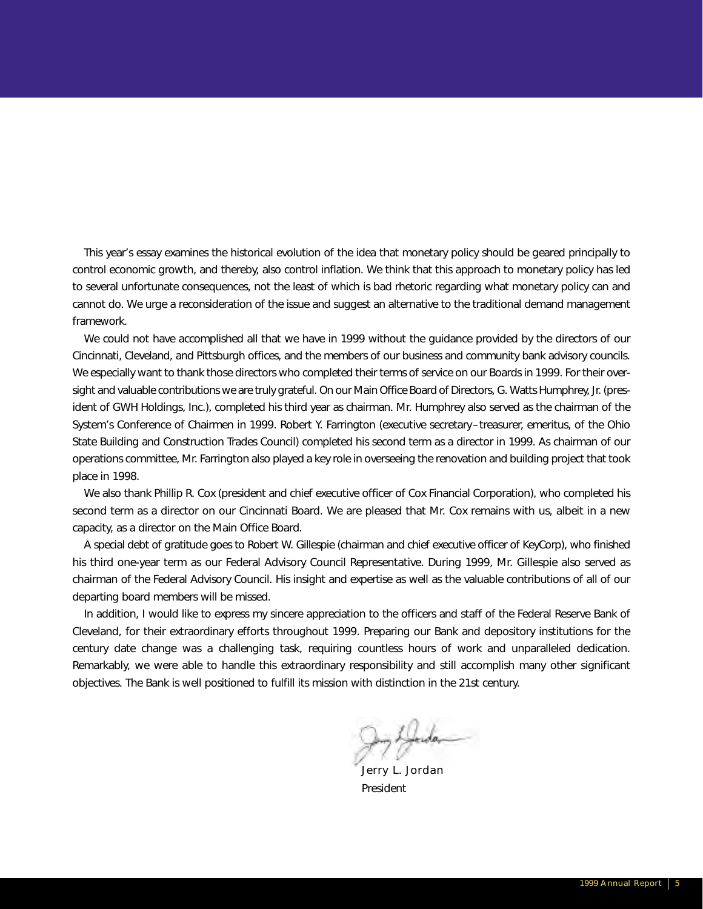This year's essay examines the historical evolution of the idea that monetary policy should be geared principally to control economic growth, and thereby, also control inflation. We think that this approach to monetary policy has led to several unfortunate consequences, not the least of which is bad rhetoric regarding what monetary policy can and cannot do. We urge a reconsideration of the issue and suggest an alternative to the traditional demand management framework.

We could not have accomplished all that we have in 1999 without the guidance provided by the directors of our Cincinnati, Cleveland, and Pittsburgh offices, and the members of our business and community bank advisory councils. We especially want to thank those directors who completed their terms of service on our Boards in 1999. For their oversight and valuable contributions we are truly grateful. On our Main Office Board of Directors, G. Watts Humphrey, Jr. (president of GWH Holdings, Inc.), completed his third year as chairman. Mr. Humphrey also served as the chairman of the System's Conference of Chairmen in 1999. Robert Y. Farrington (executive secretary–treasurer, emeritus, of the Ohio State Building and Construction Trades Council) completed his second term as a director in 1999. As chairman of our operations committee, Mr. Farrington also played a key role in overseeing the renovation and building project that took place in 1998.

We also thank Phillip R. Cox (president and chief executive officer of Cox Financial Corporation), who completed his second term as a director on our Cincinnati Board. We are pleased that Mr. Cox remains with us, albeit in a new capacity, as a director on the Main Office Board.

A special debt of gratitude goes to Robert W. Gillespie (chairman and chief executive officer of KeyCorp), who finished his third one-year term as our Federal Advisory Council Representative. During 1999, Mr. Gillespie also served as chairman of the Federal Advisory Council. His insight and expertise as well as the valuable contributions of all of our departing board members will be missed.

In addition, I would like to express my sincere appreciation to the officers and staff of the Federal Reserve Bank of Cleveland, for their extraordinary efforts throughout 1999. Preparing our Bank and depository institutions for the century date change was a challenging task, requiring countless hours of work and unparalleled dedication. Remarkably, we were able to handle this extraordinary responsibility and still accomplish many other significant objectives. The Bank is well positioned to fulfill its mission with distinction in the 21st century.

Jerry L. Jordan
President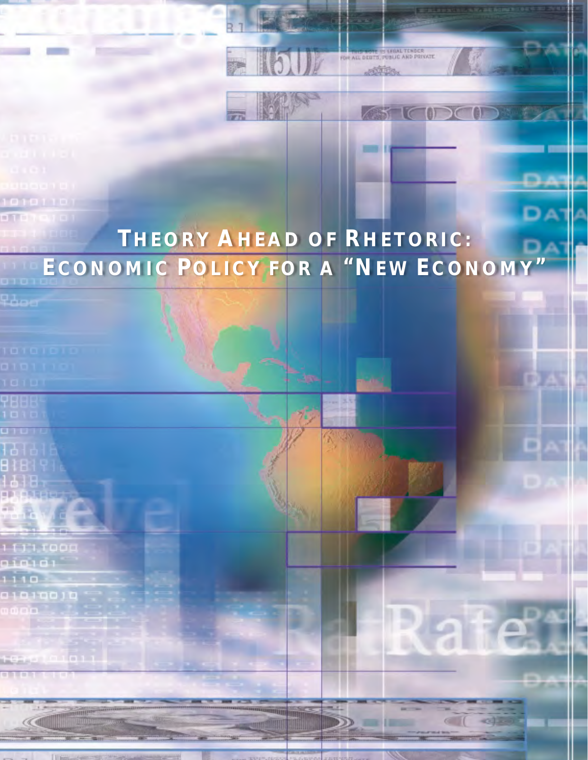# Theory Ahead of Rhetoric: Economic Policy for a "New Economy"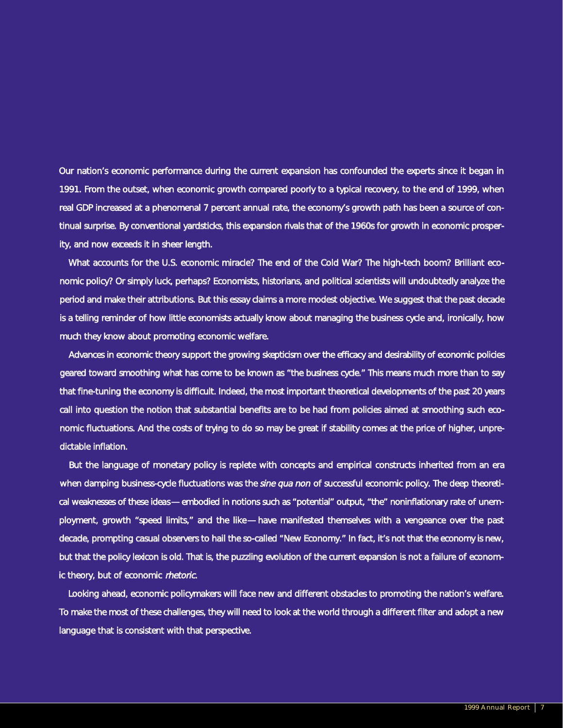Our nation's economic performance during the current expansion has confounded the experts since it began in 1991. From the outset, when economic growth compared poorly to a typical recovery, to the end of 1999, when real GDP increased at a phenomenal 7 percent annual rate, the economy's growth path has been a source of continual surprise. By conventional yardsticks, this expansion rivals that of the 1960s for growth in economic prosperity, and now exceeds it in sheer length.

What accounts for the U.S. economic miracle? The end of the Cold War? The high-tech boom? Brilliant economic policy? Or simply luck, perhaps? Economists, historians, and political scientists will undoubtedly analyze the period and make their attributions. But this essay claims a more modest objective. We suggest that the past decade is a telling reminder of how little economists actually know about managing the business cycle and, ironically, how much they know about promoting economic welfare.

Advances in economic theory support the growing skepticism over the efficacy and desirability of economic policies geared toward smoothing what has come to be known as "the business cycle." This means much more than to say that fine-tuning the economy is difficult. Indeed, the most important theoretical developments of the past 20 years call into question the notion that substantial benefits are to be had from policies aimed at smoothing such economic fluctuations. And the costs of trying to do so may be great if stability comes at the price of higher, unpredictable inflation.

But the language of monetary policy is replete with concepts and empirical constructs inherited from an era when damping business-cycle fluctuations was the *sine qua non* of successful economic policy. The deep theoretical weaknesses of these ideas — embodied in notions such as "potential" output, "the" noninflationary rate of unemployment, growth "speed limits," and the like — have manifested themselves with a vengeance over the past decade, prompting casual observers to hail the so-called "New Economy." In fact, it's not that the economy is new, but that the policy lexicon is old. That is, the puzzling evolution of the current expansion is not a failure of economic theory, but of economic *rhetoric*.

Looking ahead, economic policymakers will face new and different obstacles to promoting the nation's welfare. To make the most of these challenges, they will need to look at the world through a different filter and adopt a new language that is consistent with that perspective.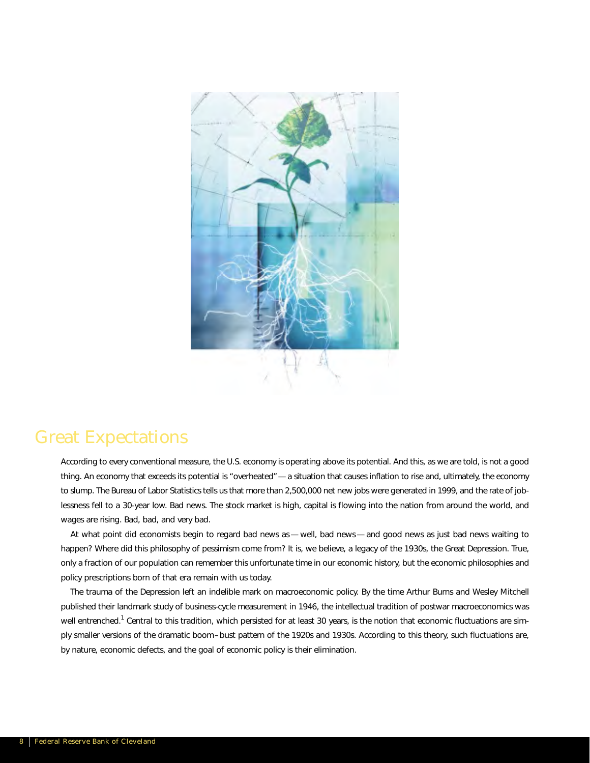# Great Expectations

According to every conventional measure, the U.S. economy is operating above its potential. And this, as we are told, is not a good thing. An economy that exceeds its potential is "overheated" — a situation that causes inflation to rise and, ultimately, the economy to slump. The Bureau of Labor Statistics tells us that more than 2,500,000 net new jobs were generated in 1999, and the rate of joblessness fell to a 30-year low. Bad news. The stock market is high, capital is flowing into the nation from around the world, and wages are rising. Bad, bad, and very bad.

At what point did economists begin to regard bad news as — well, bad news — and good news as just bad news waiting to happen? Where did this philosophy of pessimism come from? It is, we believe, a legacy of the 1930s, the Great Depression. True, only a fraction of our population can remember this unfortunate time in our economic history, but the economic philosophies and policy prescriptions born of that era remain with us today.

The trauma of the Depression left an indelible mark on macroeconomic policy. By the time Arthur Burns and Wesley Mitchell published their landmark study of business-cycle measurement in 1946, the intellectual tradition of postwar macroeconomics was well entrenched.[1] Central to this tradition, which persisted for at least 30 years, is the notion that economic fluctuations are simply smaller versions of the dramatic boom–bust pattern of the 1920s and 1930s. According to this theory, such fluctuations are, by nature, economic defects, and the goal of economic policy is their elimination.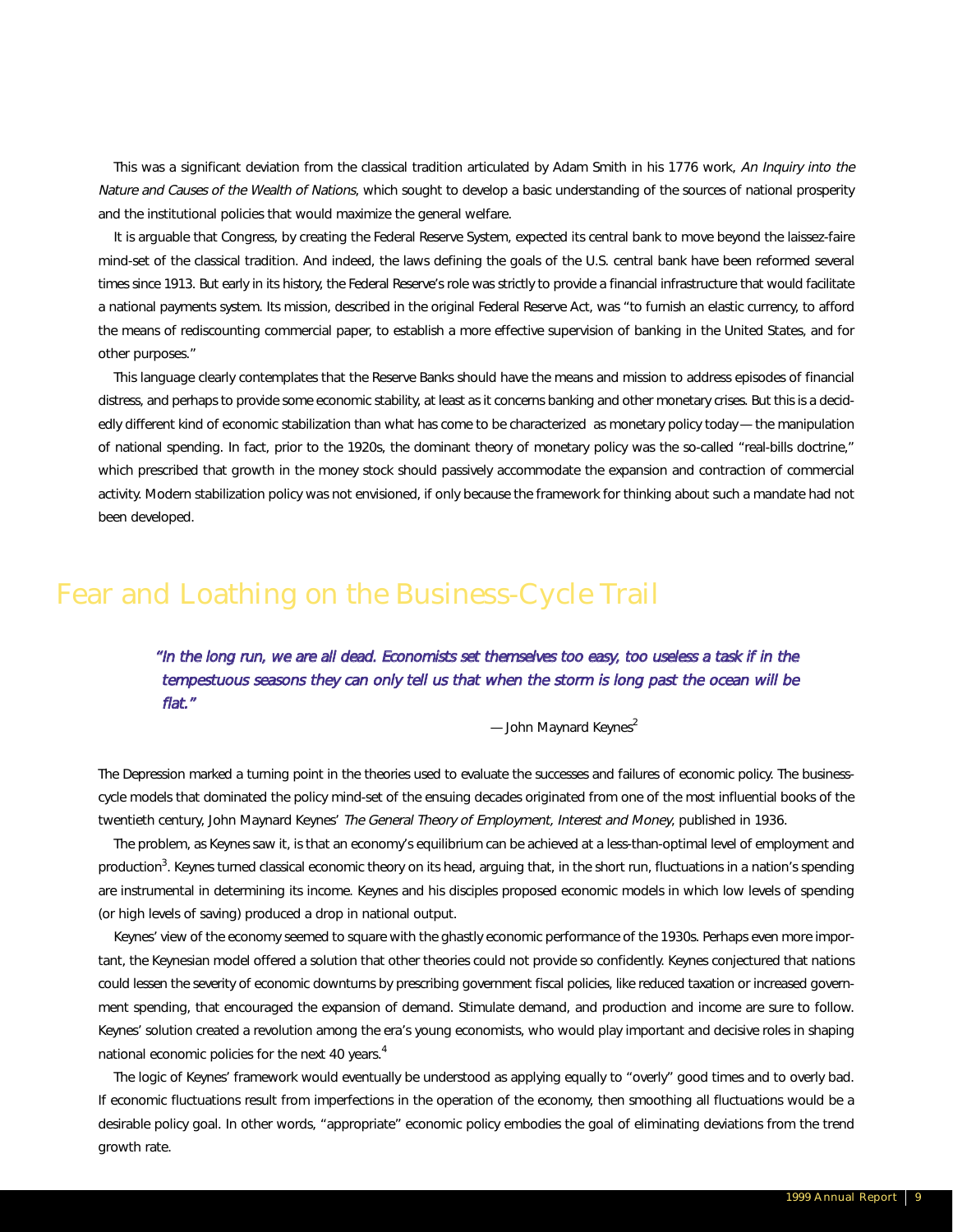This was a significant deviation from the classical tradition articulated by Adam Smith in his 1776 work, *An Inquiry into the Nature and Causes of the Wealth of Nations*, which sought to develop a basic understanding of the sources of national prosperity and the institutional policies that would maximize the general welfare.

It is arguable that Congress, by creating the Federal Reserve System, expected its central bank to move beyond the laissez-faire mind-set of the classical tradition. And indeed, the laws defining the goals of the U.S. central bank have been reformed several times since 1913. But early in its history, the Federal Reserve's role was strictly to provide a financial infrastructure that would facilitate a national payments system. Its mission, described in the original Federal Reserve Act, was "to furnish an elastic currency, to afford the means of rediscounting commercial paper, to establish a more effective supervision of banking in the United States, and for other purposes."

This language clearly contemplates that the Reserve Banks should have the means and mission to address episodes of financial distress, and perhaps to provide some economic stability, at least as it concerns banking and other monetary crises. But this is a decidedly different kind of economic stabilization than what has come to be characterized as monetary policy today — the manipulation of national spending. In fact, prior to the 1920s, the dominant theory of monetary policy was the so-called "real-bills doctrine," which prescribed that growth in the money stock should passively accommodate the expansion and contraction of commercial activity. Modern stabilization policy was not envisioned, if only because the framework for thinking about such a mandate had not been developed.

## Fear and Loathing on the Business-Cycle Trail

> *"In the long run, we are all dead. Economists set themselves too easy, too useless a task if in the tempestuous seasons they can only tell us that when the storm is long past the ocean will be flat."*
>
> — John Maynard Keynes[2]

The Depression marked a turning point in the theories used to evaluate the successes and failures of economic policy. The business-cycle models that dominated the policy mind-set of the ensuing decades originated from one of the most influential books of the twentieth century, John Maynard Keynes' *The General Theory of Employment, Interest and Money*, published in 1936.

The problem, as Keynes saw it, is that an economy's equilibrium can be achieved at a less-than-optimal level of employment and production[3]. Keynes turned classical economic theory on its head, arguing that, in the short run, fluctuations in a nation's spending are instrumental in determining its income. Keynes and his disciples proposed economic models in which low levels of spending (or high levels of saving) produced a drop in national output.

Keynes' view of the economy seemed to square with the ghastly economic performance of the 1930s. Perhaps even more important, the Keynesian model offered a solution that other theories could not provide so confidently. Keynes conjectured that nations could lessen the severity of economic downturns by prescribing government fiscal policies, like reduced taxation or increased government spending, that encouraged the expansion of demand. Stimulate demand, and production and income are sure to follow. Keynes' solution created a revolution among the era's young economists, who would play important and decisive roles in shaping national economic policies for the next 40 years.[4]

The logic of Keynes' framework would eventually be understood as applying equally to "overly" good times and to overly bad. If economic fluctuations result from imperfections in the operation of the economy, then smoothing all fluctuations would be a desirable policy goal. In other words, "appropriate" economic policy embodies the goal of eliminating deviations from the trend growth rate.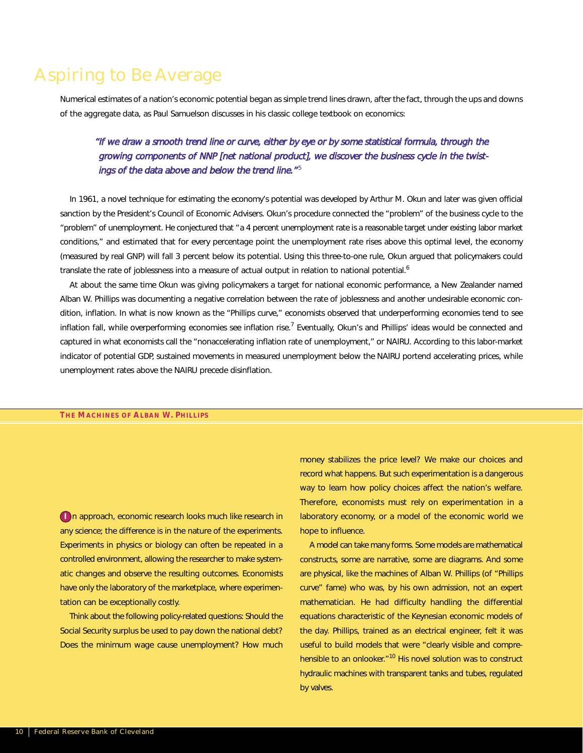# Aspiring to Be Average

Numerical estimates of a nation's economic potential began as simple trend lines drawn, after the fact, through the ups and downs of the aggregate data, as Paul Samuelson discusses in his classic college textbook on economics:

> *"If we draw a smooth trend line or curve, either by eye or by some statistical formula, through the growing components of NNP [net national product], we discover the business cycle in the twistings of the data above and below the trend line."*[5]

In 1961, a novel technique for estimating the economy's potential was developed by Arthur M. Okun and later was given official sanction by the President's Council of Economic Advisers. Okun's procedure connected the "problem" of the business cycle to the "problem" of unemployment. He conjectured that "a 4 percent unemployment rate is a reasonable target under existing labor market conditions," and estimated that for every percentage point the unemployment rate rises above this optimal level, the economy (measured by real GNP) will fall 3 percent below its potential. Using this three-to-one rule, Okun argued that policymakers could translate the rate of joblessness into a measure of actual output in relation to national potential.[6]

At about the same time Okun was giving policymakers a target for national economic performance, a New Zealander named Alban W. Phillips was documenting a negative correlation between the rate of joblessness and another undesirable economic condition, inflation. In what is now known as the "Phillips curve," economists observed that underperforming economies tend to see inflation fall, while overperforming economies see inflation rise.[7] Eventually, Okun's and Phillips' ideas would be connected and captured in what economists call the "nonaccelerating inflation rate of unemployment," or NAIRU. According to this labor-market indicator of potential GDP, sustained movements in measured unemployment below the NAIRU portend accelerating prices, while unemployment rates above the NAIRU precede disinflation.

## The Machines of Alban W. Phillips

In approach, economic research looks much like research in any science; the difference is in the nature of the experiments. Experiments in physics or biology can often be repeated in a controlled environment, allowing the researcher to make systematic changes and observe the resulting outcomes. Economists have only the laboratory of the marketplace, where experimentation can be exceptionally costly.

Think about the following policy-related questions: Should the Social Security surplus be used to pay down the national debt? Does the minimum wage cause unemployment? How much money stabilizes the price level? We make our choices and record what happens. But such experimentation is a dangerous way to learn how policy choices affect the nation's welfare. Therefore, economists must rely on experimentation in a laboratory economy, or a model of the economic world we hope to influence.

A model can take many forms. Some models are mathematical constructs, some are narrative, some are diagrams. And some are physical, like the machines of Alban W. Phillips (of "Phillips curve" fame) who was, by his own admission, not an expert mathematician. He had difficulty handling the differential equations characteristic of the Keynesian economic models of the day. Phillips, trained as an electrical engineer, felt it was useful to build models that were "clearly visible and comprehensible to an onlooker."[10] His novel solution was to construct hydraulic machines with transparent tanks and tubes, regulated by valves.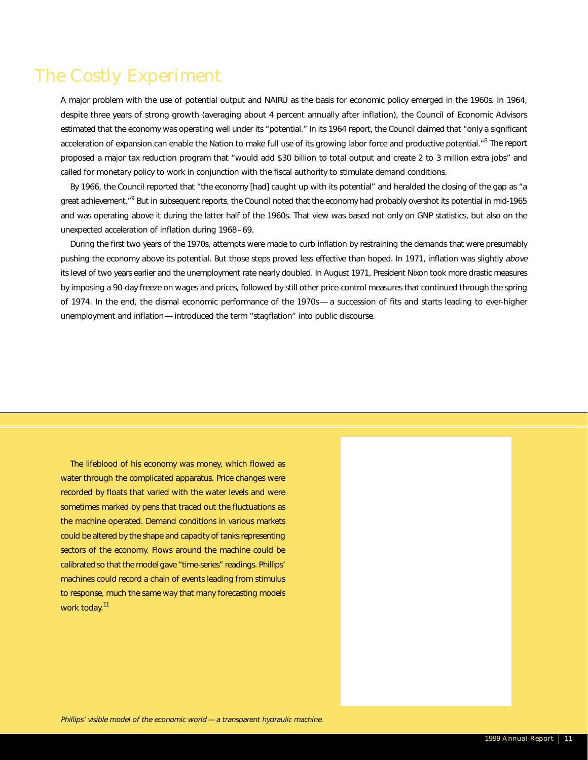# The Costly Experiment

A major problem with the use of potential output and NAIRU as the basis for economic policy emerged in the 1960s. In 1964, despite three years of strong growth (averaging about 4 percent annually after inflation), the Council of Economic Advisors estimated that the economy was operating well under its "potential." In its 1964 report, the Council claimed that "only a significant acceleration of expansion can enable the Nation to make full use of its growing labor force and productive potential."[8] The report proposed a major tax reduction program that "would add $30 billion to total output and create 2 to 3 million extra jobs" and called for monetary policy to work in conjunction with the fiscal authority to stimulate demand conditions.

By 1966, the Council reported that "the economy [had] caught up with its potential" and heralded the closing of the gap as "a great achievement."[9] But in subsequent reports, the Council noted that the economy had probably overshot its potential in mid-1965 and was operating above it during the latter half of the 1960s. That view was based not only on GNP statistics, but also on the unexpected acceleration of inflation during 1968–69.

During the first two years of the 1970s, attempts were made to curb inflation by restraining the demands that were presumably pushing the economy above its potential. But those steps proved less effective than hoped. In 1971, inflation was slightly *above* its level of two years earlier and the unemployment rate nearly doubled. In August 1971, President Nixon took more drastic measures by imposing a 90-day freeze on wages and prices, followed by still other price-control measures that continued through the spring of 1974. In the end, the dismal economic performance of the 1970s — a succession of fits and starts leading to ever-higher unemployment and inflation — introduced the term "stagflation" into public discourse.

The lifeblood of his economy was money, which flowed as water through the complicated apparatus. Price changes were recorded by floats that varied with the water levels and were sometimes marked by pens that traced out the fluctuations as the machine operated. Demand conditions in various markets could be altered by the shape and capacity of tanks representing sectors of the economy. Flows around the machine could be calibrated so that the model gave "time-series" readings. Phillips' machines could record a chain of events leading from stimulus to response, much the same way that many forecasting models work today.[11]

*Phillips' visible model of the economic world — a transparent hydraulic machine.*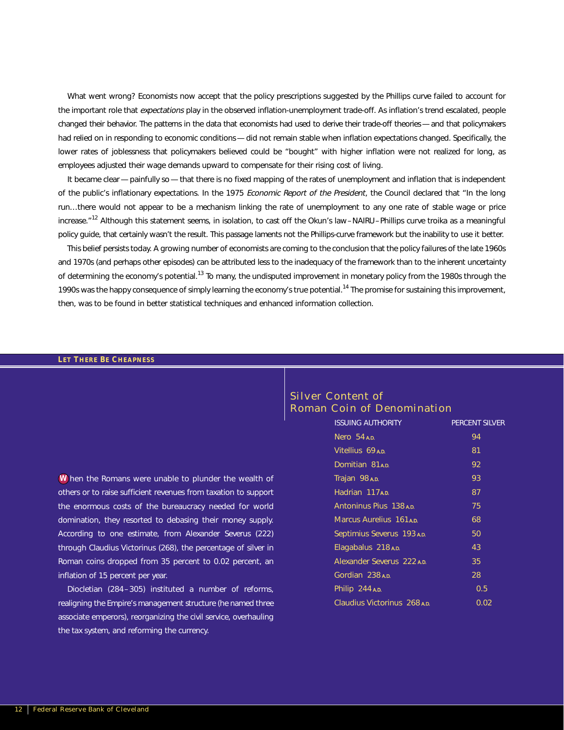What went wrong? Economists now accept that the policy prescriptions suggested by the Phillips curve failed to account for the important role that *expectations* play in the observed inflation-unemployment trade-off. As inflation's trend escalated, people changed their behavior. The patterns in the data that economists had used to derive their trade-off theories — and that policymakers had relied on in responding to economic conditions — did not remain stable when inflation expectations changed. Specifically, the lower rates of joblessness that policymakers believed could be "bought" with higher inflation were not realized for long, as employees adjusted their wage demands upward to compensate for their rising cost of living.

It became clear — painfully so — that there is no fixed mapping of the rates of unemployment and inflation that is independent of the public's inflationary expectations. In the 1975 *Economic Report of the President*, the Council declared that "In the long run…there would not appear to be a mechanism linking the rate of unemployment to any one rate of stable wage or price increase."[12] Although this statement seems, in isolation, to cast off the Okun's law – NAIRU – Phillips curve troika as a meaningful policy guide, that certainly wasn't the result. This passage laments not the Phillips-curve framework but the inability to use it better.

This belief persists today. A growing number of economists are coming to the conclusion that the policy failures of the late 1960s and 1970s (and perhaps other episodes) can be attributed less to the inadequacy of the framework than to the inherent uncertainty of determining the economy's potential.[13] To many, the undisputed improvement in monetary policy from the 1980s through the 1990s was the happy consequence of simply learning the economy's true potential.[14] The promise for sustaining this improvement, then, was to be found in better statistical techniques and enhanced information collection.

**LET THERE BE CHEAPNESS**

When the Romans were unable to plunder the wealth of others or to raise sufficient revenues from taxation to support the enormous costs of the bureaucracy needed for world domination, they resorted to debasing their money supply. According to one estimate, from Alexander Severus (222) through Claudius Victorinus (268), the percentage of silver in Roman coins dropped from 35 percent to 0.02 percent, an inflation of 15 percent per year.

Diocletian (284 – 305) instituted a number of reforms, realigning the Empire's management structure (he named three associate emperors), reorganizing the civil service, overhauling the tax system, and reforming the currency.

## Silver Content of Roman Coin of Denomination

| ISSUING AUTHORITY | PERCENT SILVER |
|---|---|
| Nero 54 A.D. | 94 |
| Vitellius 69 A.D. | 81 |
| Domitian 81 A.D. | 92 |
| Trajan 98 A.D. | 93 |
| Hadrian 117 A.D. | 87 |
| Antoninus Pius 138 A.D. | 75 |
| Marcus Aurelius 161 A.D. | 68 |
| Septimius Severus 193 A.D. | 50 |
| Elagabalus 218 A.D. | 43 |
| Alexander Severus 222 A.D. | 35 |
| Gordian 238 A.D. | 28 |
| Philip 244 A.D. | 0.5 |
| Claudius Victorinus 268 A.D. | 0.02 |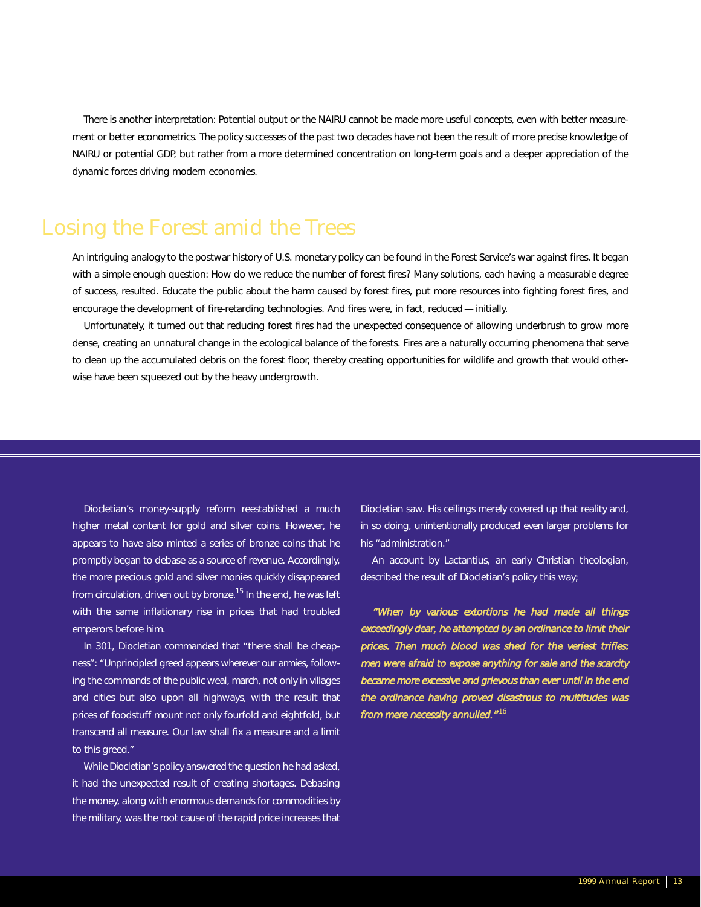There is another interpretation: Potential output or the NAIRU cannot be made more useful concepts, even with better measurement or better econometrics. The policy successes of the past two decades have not been the result of more precise knowledge of NAIRU or potential GDP, but rather from a more determined concentration on long-term goals and a deeper appreciation of the dynamic forces driving modern economies.

## Losing the Forest amid the Trees

An intriguing analogy to the postwar history of U.S. monetary policy can be found in the Forest Service's war against fires. It began with a simple enough question: How do we reduce the number of forest fires? Many solutions, each having a measurable degree of success, resulted. Educate the public about the harm caused by forest fires, put more resources into fighting forest fires, and encourage the development of fire-retarding technologies. And fires were, in fact, reduced — initially.

Unfortunately, it turned out that reducing forest fires had the unexpected consequence of allowing underbrush to grow more dense, creating an unnatural change in the ecological balance of the forests. Fires are a naturally occurring phenomena that serve to clean up the accumulated debris on the forest floor, thereby creating opportunities for wildlife and growth that would otherwise have been squeezed out by the heavy undergrowth.

---

Diocletian's money-supply reform reestablished a much higher metal content for gold and silver coins. However, he appears to have also minted a series of bronze coins that he promptly began to debase as a source of revenue. Accordingly, the more precious gold and silver monies quickly disappeared from circulation, driven out by bronze.[15] In the end, he was left with the same inflationary rise in prices that had troubled emperors before him.

In 301, Diocletian commanded that "there shall be cheapness": "Unprincipled greed appears wherever our armies, following the commands of the public weal, march, not only in villages and cities but also upon all highways, with the result that prices of foodstuff mount not only fourfold and eightfold, but transcend all measure. Our law shall fix a measure and a limit to this greed."

While Diocletian's policy answered the question he had asked, it had the unexpected result of creating shortages. Debasing the money, along with enormous demands for commodities by the military, was the root cause of the rapid price increases that Diocletian saw. His ceilings merely covered up that reality and, in so doing, unintentionally produced even larger problems for his "administration."

An account by Lactantius, an early Christian theologian, described the result of Diocletian's policy this way;

*"When by various extortions he had made all things exceedingly dear, he attempted by an ordinance to limit their prices. Then much blood was shed for the veriest trifles: men were afraid to expose anything for sale and the scarcity became more excessive and grievous than ever until in the end the ordinance having proved disastrous to multitudes was from mere necessity annulled."*[16]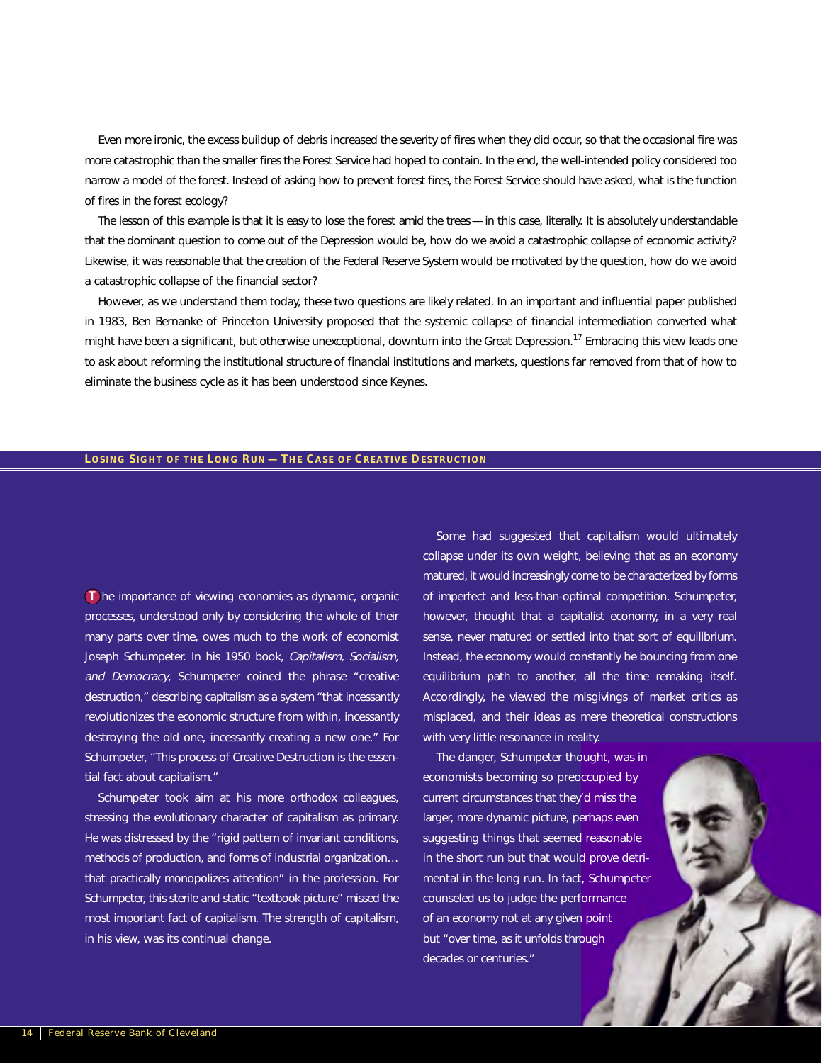Even more ironic, the excess buildup of debris increased the severity of fires when they did occur, so that the occasional fire was more catastrophic than the smaller fires the Forest Service had hoped to contain. In the end, the well-intended policy considered too narrow a model of the forest. Instead of asking how to prevent forest fires, the Forest Service should have asked, what is the function of fires in the forest ecology?

The lesson of this example is that it is easy to lose the forest amid the trees — in this case, literally. It is absolutely understandable that the dominant question to come out of the Depression would be, how do we avoid a catastrophic collapse of economic activity? Likewise, it was reasonable that the creation of the Federal Reserve System would be motivated by the question, how do we avoid a catastrophic collapse of the financial sector?

However, as we understand them today, these two questions are likely related. In an important and influential paper published in 1983, Ben Bernanke of Princeton University proposed that the systemic collapse of financial intermediation converted what might have been a significant, but otherwise unexceptional, downturn into the Great Depression.[17] Embracing this view leads one to ask about reforming the institutional structure of financial institutions and markets, questions far removed from that of how to eliminate the business cycle as it has been understood since Keynes.

## LOSING SIGHT OF THE LONG RUN — THE CASE OF CREATIVE DESTRUCTION

The importance of viewing economies as dynamic, organic processes, understood only by considering the whole of their many parts over time, owes much to the work of economist Joseph Schumpeter. In his 1950 book, *Capitalism, Socialism, and Democracy*, Schumpeter coined the phrase "creative destruction," describing capitalism as a system "that incessantly revolutionizes the economic structure from within, incessantly destroying the old one, incessantly creating a new one." For Schumpeter, "This process of Creative Destruction is the essential fact about capitalism."

Schumpeter took aim at his more orthodox colleagues, stressing the evolutionary character of capitalism as primary. He was distressed by the "rigid pattern of invariant conditions, methods of production, and forms of industrial organization… that practically monopolizes attention" in the profession. For Schumpeter, this sterile and static "textbook picture" missed the most important fact of capitalism. The strength of capitalism, in his view, was its continual change.

Some had suggested that capitalism would ultimately collapse under its own weight, believing that as an economy matured, it would increasingly come to be characterized by forms of imperfect and less-than-optimal competition. Schumpeter, however, thought that a capitalist economy, in a very real sense, never matured or settled into that sort of equilibrium. Instead, the economy would constantly be bouncing from one equilibrium path to another, all the time remaking itself. Accordingly, he viewed the misgivings of market critics as misplaced, and their ideas as mere theoretical constructions with very little resonance in reality.

The danger, Schumpeter thought, was in economists becoming so preoccupied by current circumstances that they'd miss the larger, more dynamic picture, perhaps even suggesting things that seemed reasonable in the short run but that would prove detrimental in the long run. In fact, Schumpeter counseled us to judge the performance of an economy not at any given point but "over time, as it unfolds through decades or centuries."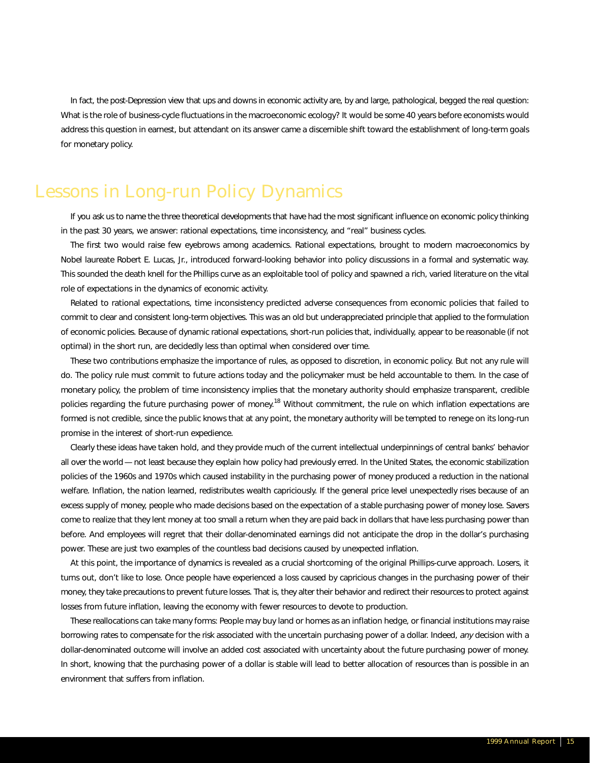In fact, the post-Depression view that ups and downs in economic activity are, by and large, pathological, begged the real question: What is the role of business-cycle fluctuations in the macroeconomic ecology? It would be some 40 years before economists would address this question in earnest, but attendant on its answer came a discernible shift toward the establishment of long-term goals for monetary policy.

## Lessons in Long-run Policy Dynamics

If you ask us to name the three theoretical developments that have had the most significant influence on economic policy thinking in the past 30 years, we answer: rational expectations, time inconsistency, and "real" business cycles.

The first two would raise few eyebrows among academics. Rational expectations, brought to modern macroeconomics by Nobel laureate Robert E. Lucas, Jr., introduced forward-looking behavior into policy discussions in a formal and systematic way. This sounded the death knell for the Phillips curve as an exploitable tool of policy and spawned a rich, varied literature on the vital role of expectations in the dynamics of economic activity.

Related to rational expectations, time inconsistency predicted adverse consequences from economic policies that failed to commit to clear and consistent long-term objectives. This was an old but underappreciated principle that applied to the formulation of economic policies. Because of dynamic rational expectations, short-run policies that, individually, appear to be reasonable (if not optimal) in the short run, are decidedly less than optimal when considered over time.

These two contributions emphasize the importance of rules, as opposed to discretion, in economic policy. But not any rule will do. The policy rule must commit to future actions today and the policymaker must be held accountable to them. In the case of monetary policy, the problem of time inconsistency implies that the monetary authority should emphasize transparent, credible policies regarding the future purchasing power of money.[18] Without commitment, the rule on which inflation expectations are formed is not credible, since the public knows that at any point, the monetary authority will be tempted to renege on its long-run promise in the interest of short-run expedience.

Clearly these ideas have taken hold, and they provide much of the current intellectual underpinnings of central banks' behavior all over the world — not least because they explain how policy had previously erred. In the United States, the economic stabilization policies of the 1960s and 1970s which caused instability in the purchasing power of money produced a reduction in the national welfare. Inflation, the nation learned, redistributes wealth capriciously. If the general price level unexpectedly rises because of an excess supply of money, people who made decisions based on the expectation of a stable purchasing power of money lose. Savers come to realize that they lent money at too small a return when they are paid back in dollars that have less purchasing power than before. And employees will regret that their dollar-denominated earnings did not anticipate the drop in the dollar's purchasing power. These are just two examples of the countless bad decisions caused by unexpected inflation.

At this point, the importance of dynamics is revealed as a crucial shortcoming of the original Phillips-curve approach. Losers, it turns out, don't like to lose. Once people have experienced a loss caused by capricious changes in the purchasing power of their money, they take precautions to prevent future losses. That is, they alter their behavior and redirect their resources to protect against losses from future inflation, leaving the economy with fewer resources to devote to production.

These reallocations can take many forms: People may buy land or homes as an inflation hedge, or financial institutions may raise borrowing rates to compensate for the risk associated with the uncertain purchasing power of a dollar. Indeed, *any* decision with a dollar-denominated outcome will involve an added cost associated with uncertainty about the future purchasing power of money. In short, knowing that the purchasing power of a dollar is stable will lead to better allocation of resources than is possible in an environment that suffers from inflation.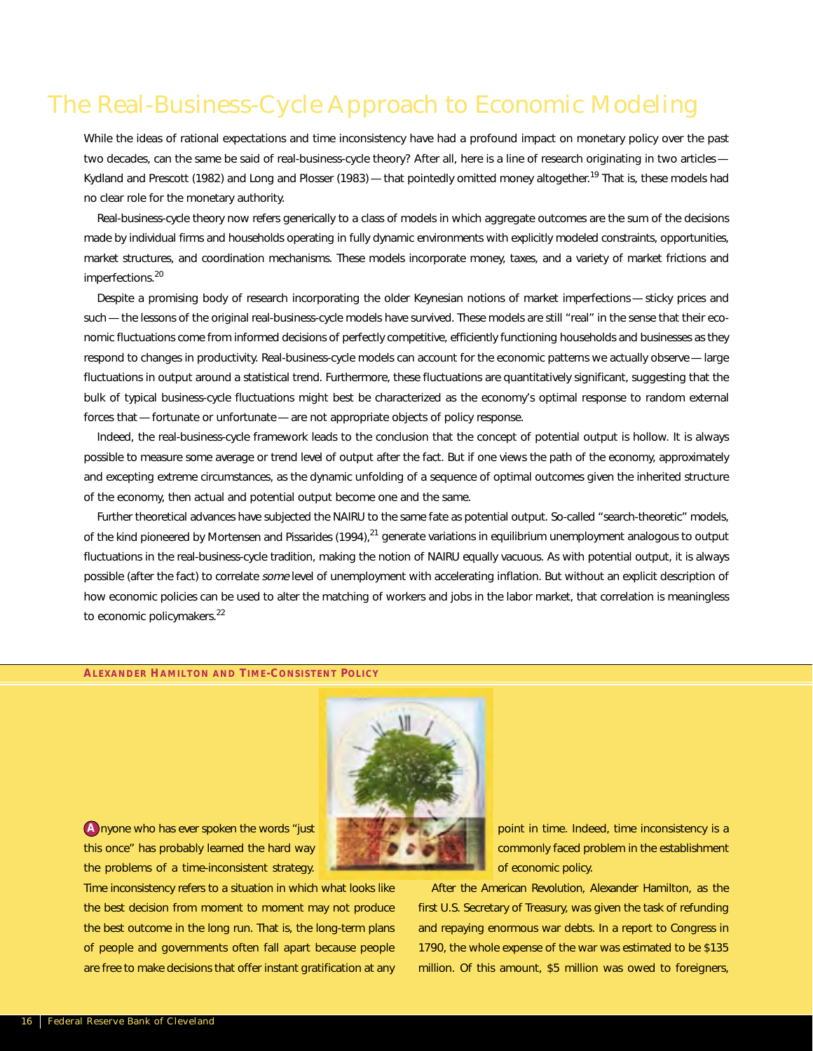# The Real-Business-Cycle Approach to Economic Modeling

While the ideas of rational expectations and time inconsistency have had a profound impact on monetary policy over the past two decades, can the same be said of real-business-cycle theory? After all, here is a line of research originating in two articles — Kydland and Prescott (1982) and Long and Plosser (1983) — that pointedly omitted money altogether.[19] That is, these models had no clear role for the monetary authority.

Real-business-cycle theory now refers generically to a class of models in which aggregate outcomes are the sum of the decisions made by individual firms and households operating in fully dynamic environments with explicitly modeled constraints, opportunities, market structures, and coordination mechanisms. These models incorporate money, taxes, and a variety of market frictions and imperfections.[20]

Despite a promising body of research incorporating the older Keynesian notions of market imperfections — sticky prices and such — the lessons of the original real-business-cycle models have survived. These models are still "real" in the sense that their economic fluctuations come from informed decisions of perfectly competitive, efficiently functioning households and businesses as they respond to changes in productivity. Real-business-cycle models can account for the economic patterns we actually observe — large fluctuations in output around a statistical trend. Furthermore, these fluctuations are quantitatively significant, suggesting that the bulk of typical business-cycle fluctuations might best be characterized as the economy's optimal response to random external forces that — fortunate or unfortunate — are not appropriate objects of policy response.

Indeed, the real-business-cycle framework leads to the conclusion that the concept of potential output is hollow. It is always possible to measure some average or trend level of output after the fact. But if one views the path of the economy, approximately and excepting extreme circumstances, as the dynamic unfolding of a sequence of optimal outcomes given the inherited structure of the economy, then actual and potential output become one and the same.

Further theoretical advances have subjected the NAIRU to the same fate as potential output. So-called "search-theoretic" models, of the kind pioneered by Mortensen and Pissarides (1994),[21] generate variations in equilibrium unemployment analogous to output fluctuations in the real-business-cycle tradition, making the notion of NAIRU equally vacuous. As with potential output, it is always possible (after the fact) to correlate *some* level of unemployment with accelerating inflation. But without an explicit description of how economic policies can be used to alter the matching of workers and jobs in the labor market, that correlation is meaningless to economic policymakers.[22]

## ALEXANDER HAMILTON AND TIME-CONSISTENT POLICY

Anyone who has ever spoken the words "just this once" has probably learned the hard way the problems of a time-inconsistent strategy. Time inconsistency refers to a situation in which what looks like the best decision from moment to moment may not produce the best outcome in the long run. That is, the long-term plans of people and governments often fall apart because people are free to make decisions that offer instant gratification at any point in time. Indeed, time inconsistency is a commonly faced problem in the establishment of economic policy.

After the American Revolution, Alexander Hamilton, as the first U.S. Secretary of Treasury, was given the task of refunding and repaying enormous war debts. In a report to Congress in 1790, the whole expense of the war was estimated to be $135 million. Of this amount, $5 million was owed to foreigners,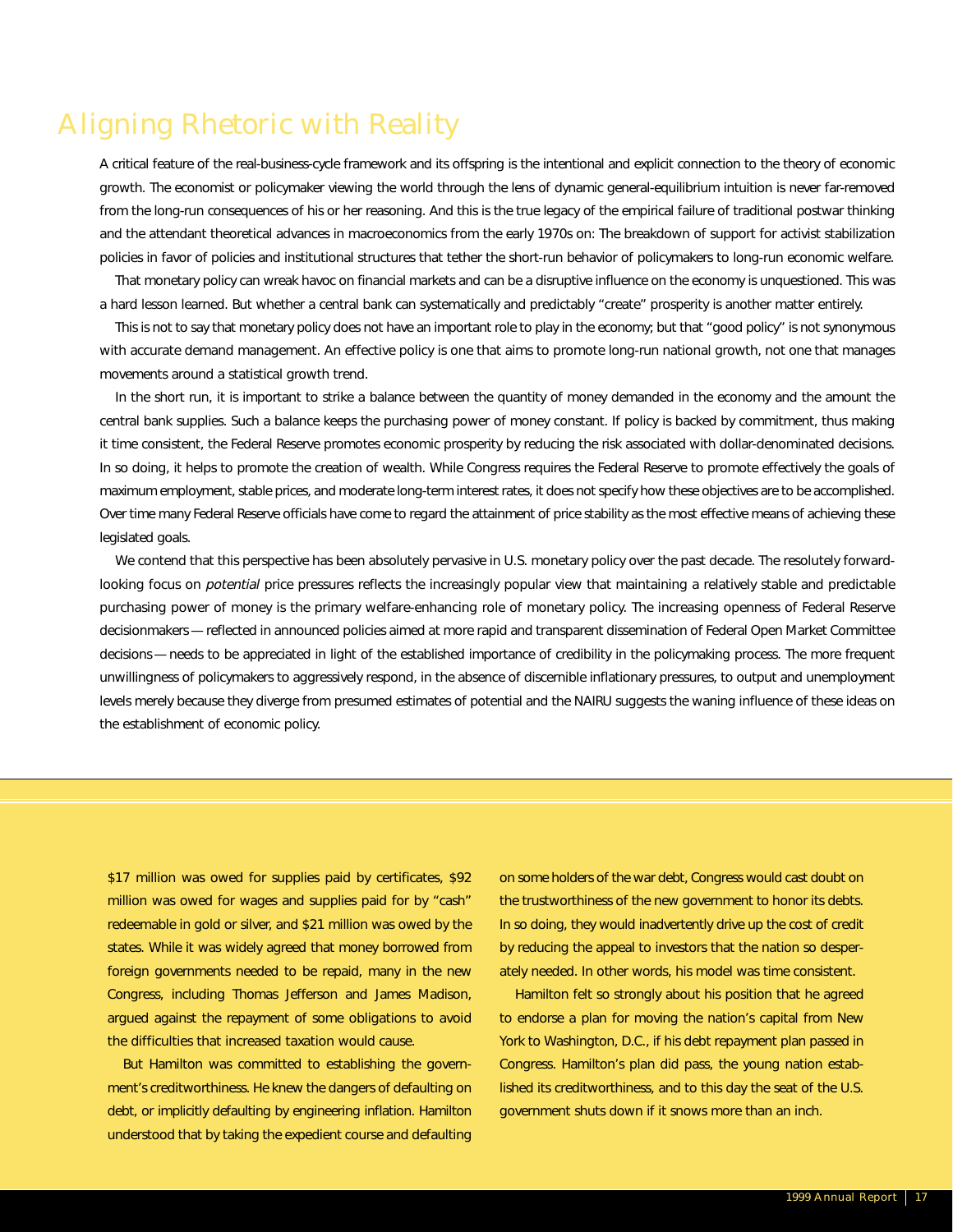## Aligning Rhetoric with Reality

A critical feature of the real-business-cycle framework and its offspring is the intentional and explicit connection to the theory of economic growth. The economist or policymaker viewing the world through the lens of dynamic general-equilibrium intuition is never far-removed from the long-run consequences of his or her reasoning. And this is the true legacy of the empirical failure of traditional postwar thinking and the attendant theoretical advances in macroeconomics from the early 1970s on: The breakdown of support for activist stabilization policies in favor of policies and institutional structures that tether the short-run behavior of policymakers to long-run economic welfare.

That monetary policy can wreak havoc on financial markets and can be a disruptive influence on the economy is unquestioned. This was a hard lesson learned. But whether a central bank can systematically and predictably "create" prosperity is another matter entirely.

This is not to say that monetary policy does not have an important role to play in the economy; but that "good policy" is not synonymous with accurate demand management. An effective policy is one that aims to promote long-run national growth, not one that manages movements around a statistical growth trend.

In the short run, it is important to strike a balance between the quantity of money demanded in the economy and the amount the central bank supplies. Such a balance keeps the purchasing power of money constant. If policy is backed by commitment, thus making it time consistent, the Federal Reserve promotes economic prosperity by reducing the risk associated with dollar-denominated decisions. In so doing, it helps to promote the creation of wealth. While Congress requires the Federal Reserve to promote effectively the goals of maximum employment, stable prices, and moderate long-term interest rates, it does not specify how these objectives are to be accomplished. Over time many Federal Reserve officials have come to regard the attainment of price stability as the most effective means of achieving these legislated goals.

We contend that this perspective has been absolutely pervasive in U.S. monetary policy over the past decade. The resolutely forward-looking focus on *potential* price pressures reflects the increasingly popular view that maintaining a relatively stable and predictable purchasing power of money is the primary welfare-enhancing role of monetary policy. The increasing openness of Federal Reserve decisionmakers — reflected in announced policies aimed at more rapid and transparent dissemination of Federal Open Market Committee decisions — needs to be appreciated in light of the established importance of credibility in the policymaking process. The more frequent unwillingness of policymakers to aggressively respond, in the absence of discernible inflationary pressures, to output and unemployment levels merely because they diverge from presumed estimates of potential and the NAIRU suggests the waning influence of these ideas on the establishment of economic policy.

---

$17 million was owed for supplies paid by certificates, $92 million was owed for wages and supplies paid for by "cash" redeemable in gold or silver, and $21 million was owed by the states. While it was widely agreed that money borrowed from foreign governments needed to be repaid, many in the new Congress, including Thomas Jefferson and James Madison, argued against the repayment of some obligations to avoid the difficulties that increased taxation would cause.

But Hamilton was committed to establishing the government's creditworthiness. He knew the dangers of defaulting on debt, or implicitly defaulting by engineering inflation. Hamilton understood that by taking the expedient course and defaulting on some holders of the war debt, Congress would cast doubt on the trustworthiness of the new government to honor its debts. In so doing, they would inadvertently drive up the cost of credit by reducing the appeal to investors that the nation so desperately needed. In other words, his model was time consistent.

Hamilton felt so strongly about his position that he agreed to endorse a plan for moving the nation's capital from New York to Washington, D.C., if his debt repayment plan passed in Congress. Hamilton's plan did pass, the young nation established its creditworthiness, and to this day the seat of the U.S. government shuts down if it snows more than an inch.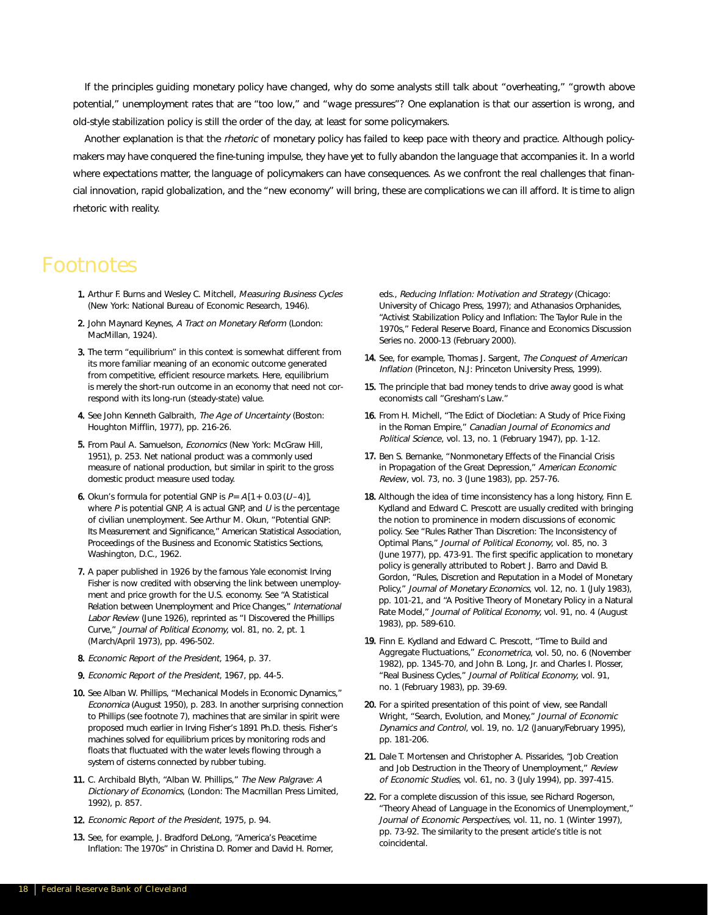If the principles guiding monetary policy have changed, why do some analysts still talk about "overheating," "growth above potential," unemployment rates that are "too low," and "wage pressures"? One explanation is that our assertion is wrong, and old-style stabilization policy is still the order of the day, at least for some policymakers.

Another explanation is that the *rhetoric* of monetary policy has failed to keep pace with theory and practice. Although policymakers may have conquered the fine-tuning impulse, they have yet to fully abandon the language that accompanies it. In a world where expectations matter, the language of policymakers can have consequences. As we confront the real challenges that financial innovation, rapid globalization, and the "new economy" will bring, these are complications we can ill afford. It is time to align rhetoric with reality.

# Footnotes

1. Arthur F. Burns and Wesley C. Mitchell, *Measuring Business Cycles* (New York: National Bureau of Economic Research, 1946).

2. John Maynard Keynes, *A Tract on Monetary Reform* (London: MacMillan, 1924).

3. The term "equilibrium" in this context is somewhat different from its more familiar meaning of an economic outcome generated from competitive, efficient resource markets. Here, equilibrium is merely the short-run outcome in an economy that need not correspond with its long-run (steady-state) value.

4. See John Kenneth Galbraith, *The Age of Uncertainty* (Boston: Houghton Mifflin, 1977), pp. 216-26.

5. From Paul A. Samuelson, *Economics* (New York: McGraw Hill, 1951), p. 253. Net national product was a commonly used measure of national production, but similar in spirit to the gross domestic product measure used today.

6. Okun's formula for potential GNP is $P = A[1 + 0.03(U-4)]$, where $P$ is potential GNP, $A$ is actual GNP, and $U$ is the percentage of civilian unemployment. See Arthur M. Okun, "Potential GNP: Its Measurement and Significance," American Statistical Association, Proceedings of the Business and Economic Statistics Sections, Washington, D.C., 1962.

7. A paper published in 1926 by the famous Yale economist Irving Fisher is now credited with observing the link between unemployment and price growth for the U.S. economy. See "A Statistical Relation between Unemployment and Price Changes," *International Labor Review* (June 1926), reprinted as "I Discovered the Phillips Curve," *Journal of Political Economy*, vol. 81, no. 2, pt. 1 (March/April 1973), pp. 496-502.

8. *Economic Report of the President*, 1964, p. 37.

9. *Economic Report of the President*, 1967, pp. 44-5.

10. See Alban W. Phillips, "Mechanical Models in Economic Dynamics," *Economica* (August 1950), p. 283. In another surprising connection to Phillips (see footnote 7), machines that are similar in spirit were proposed much earlier in Irving Fisher's 1891 Ph.D. thesis. Fisher's machines solved for equilibrium prices by monitoring rods and floats that fluctuated with the water levels flowing through a system of cisterns connected by rubber tubing.

11. C. Archibald Blyth, "Alban W. Phillips," *The New Palgrave: A Dictionary of Economics*, (London: The Macmillan Press Limited, 1992), p. 857.

12. *Economic Report of the President*, 1975, p. 94.

13. See, for example, J. Bradford DeLong, "America's Peacetime Inflation: The 1970s" in Christina D. Romer and David H. Romer, eds., *Reducing Inflation: Motivation and Strategy* (Chicago: University of Chicago Press, 1997); and Athanasios Orphanides, "Activist Stabilization Policy and Inflation: The Taylor Rule in the 1970s," Federal Reserve Board, Finance and Economics Discussion Series no. 2000-13 (February 2000).

14. See, for example, Thomas J. Sargent, *The Conquest of American Inflation* (Princeton, N.J: Princeton University Press, 1999).

15. The principle that bad money tends to drive away good is what economists call "Gresham's Law."

16. From H. Michell, "The Edict of Diocletian: A Study of Price Fixing in the Roman Empire," *Canadian Journal of Economics and Political Science*, vol. 13, no. 1 (February 1947), pp. 1-12.

17. Ben S. Bernanke, "Nonmonetary Effects of the Financial Crisis in Propagation of the Great Depression," *American Economic Review*, vol. 73, no. 3 (June 1983), pp. 257-76.

18. Although the idea of time inconsistency has a long history, Finn E. Kydland and Edward C. Prescott are usually credited with bringing the notion to prominence in modern discussions of economic policy. See "Rules Rather Than Discretion: The Inconsistency of Optimal Plans," *Journal of Political Economy*, vol. 85, no. 3 (June 1977), pp. 473-91. The first specific application to monetary policy is generally attributed to Robert J. Barro and David B. Gordon, "Rules, Discretion and Reputation in a Model of Monetary Policy," *Journal of Monetary Economics*, vol. 12, no. 1 (July 1983), pp. 101-21, and "A Positive Theory of Monetary Policy in a Natural Rate Model," *Journal of Political Economy*, vol. 91, no. 4 (August 1983), pp. 589-610.

19. Finn E. Kydland and Edward C. Prescott, "Time to Build and Aggregate Fluctuations," *Econometrica*, vol. 50, no. 6 (November 1982), pp. 1345-70, and John B. Long, Jr. and Charles I. Plosser, "Real Business Cycles," *Journal of Political Economy*, vol. 91, no. 1 (February 1983), pp. 39-69.

20. For a spirited presentation of this point of view, see Randall Wright, "Search, Evolution, and Money," *Journal of Economic Dynamics and Control*, vol. 19, no. 1/2 (January/February 1995), pp. 181-206.

21. Dale T. Mortensen and Christopher A. Pissarides, "Job Creation and Job Destruction in the Theory of Unemployment," *Review of Economic Studies*, vol. 61, no. 3 (July 1994), pp. 397-415.

22. For a complete discussion of this issue, see Richard Rogerson, "Theory Ahead of Language in the Economics of Unemployment," *Journal of Economic Perspectives*, vol. 11, no. 1 (Winter 1997), pp. 73-92. The similarity to the present article's title is not coincidental.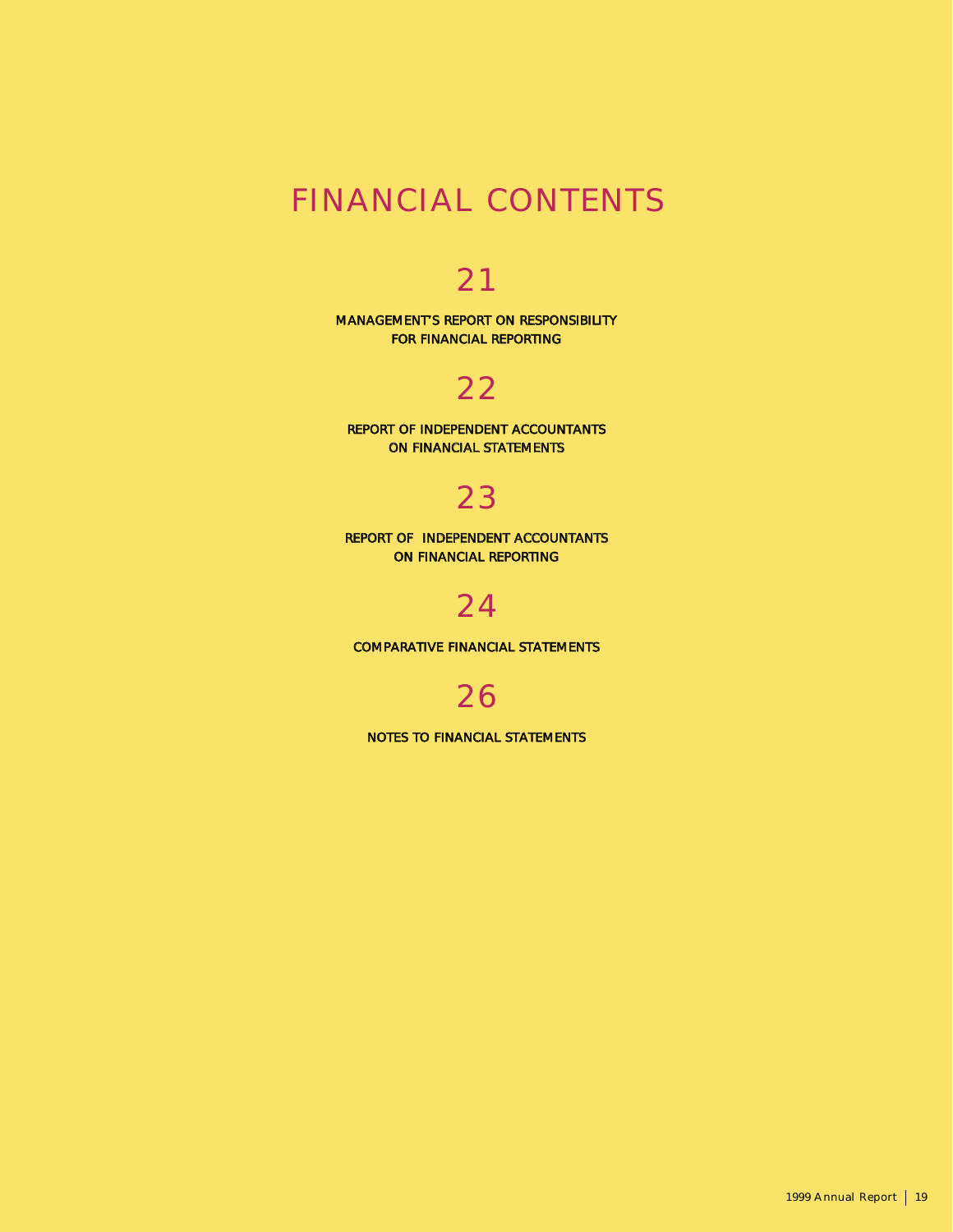# FINANCIAL CONTENTS

## 21

MANAGEMENT'S REPORT ON RESPONSIBILITY
FOR FINANCIAL REPORTING

## 22

REPORT OF INDEPENDENT ACCOUNTANTS
ON FINANCIAL STATEMENTS

## 23

REPORT OF INDEPENDENT ACCOUNTANTS
ON FINANCIAL REPORTING

## 24

COMPARATIVE FINANCIAL STATEMENTS

## 26

NOTES TO FINANCIAL STATEMENTS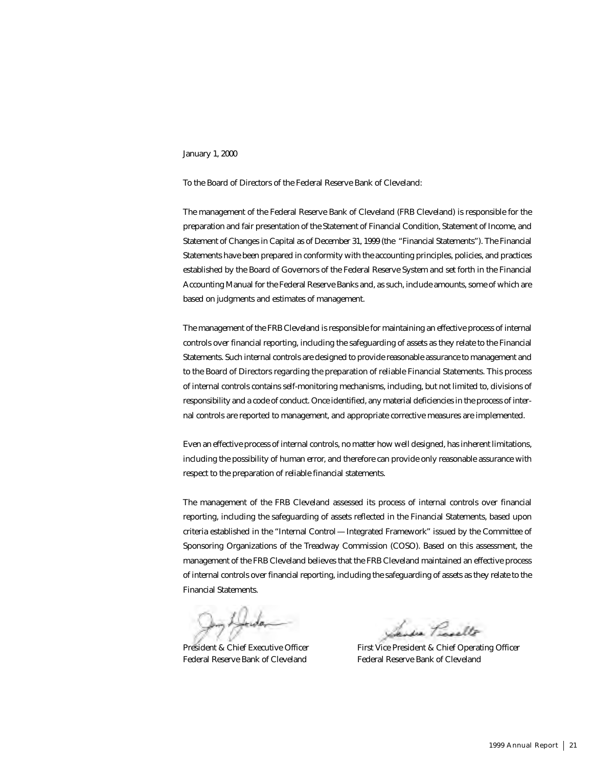January 1, 2000

To the Board of Directors of the Federal Reserve Bank of Cleveland:

The management of the Federal Reserve Bank of Cleveland (FRB Cleveland) is responsible for the preparation and fair presentation of the Statement of Financial Condition, Statement of Income, and Statement of Changes in Capital as of December 31, 1999 (the "Financial Statements"). The Financial Statements have been prepared in conformity with the accounting principles, policies, and practices established by the Board of Governors of the Federal Reserve System and set forth in the Financial Accounting Manual for the Federal Reserve Banks and, as such, include amounts, some of which are based on judgments and estimates of management.

The management of the FRB Cleveland is responsible for maintaining an effective process of internal controls over financial reporting, including the safeguarding of assets as they relate to the Financial Statements. Such internal controls are designed to provide reasonable assurance to management and to the Board of Directors regarding the preparation of reliable Financial Statements. This process of internal controls contains self-monitoring mechanisms, including, but not limited to, divisions of responsibility and a code of conduct. Once identified, any material deficiencies in the process of internal controls are reported to management, and appropriate corrective measures are implemented.

Even an effective process of internal controls, no matter how well designed, has inherent limitations, including the possibility of human error, and therefore can provide only reasonable assurance with respect to the preparation of reliable financial statements.

The management of the FRB Cleveland assessed its process of internal controls over financial reporting, including the safeguarding of assets reflected in the Financial Statements, based upon criteria established in the "Internal Control — Integrated Framework" issued by the Committee of Sponsoring Organizations of the Treadway Commission (COSO). Based on this assessment, the management of the FRB Cleveland believes that the FRB Cleveland maintained an effective process of internal controls over financial reporting, including the safeguarding of assets as they relate to the Financial Statements.

President & Chief Executive Officer
Federal Reserve Bank of Cleveland

First Vice President & Chief Operating Officer
Federal Reserve Bank of Cleveland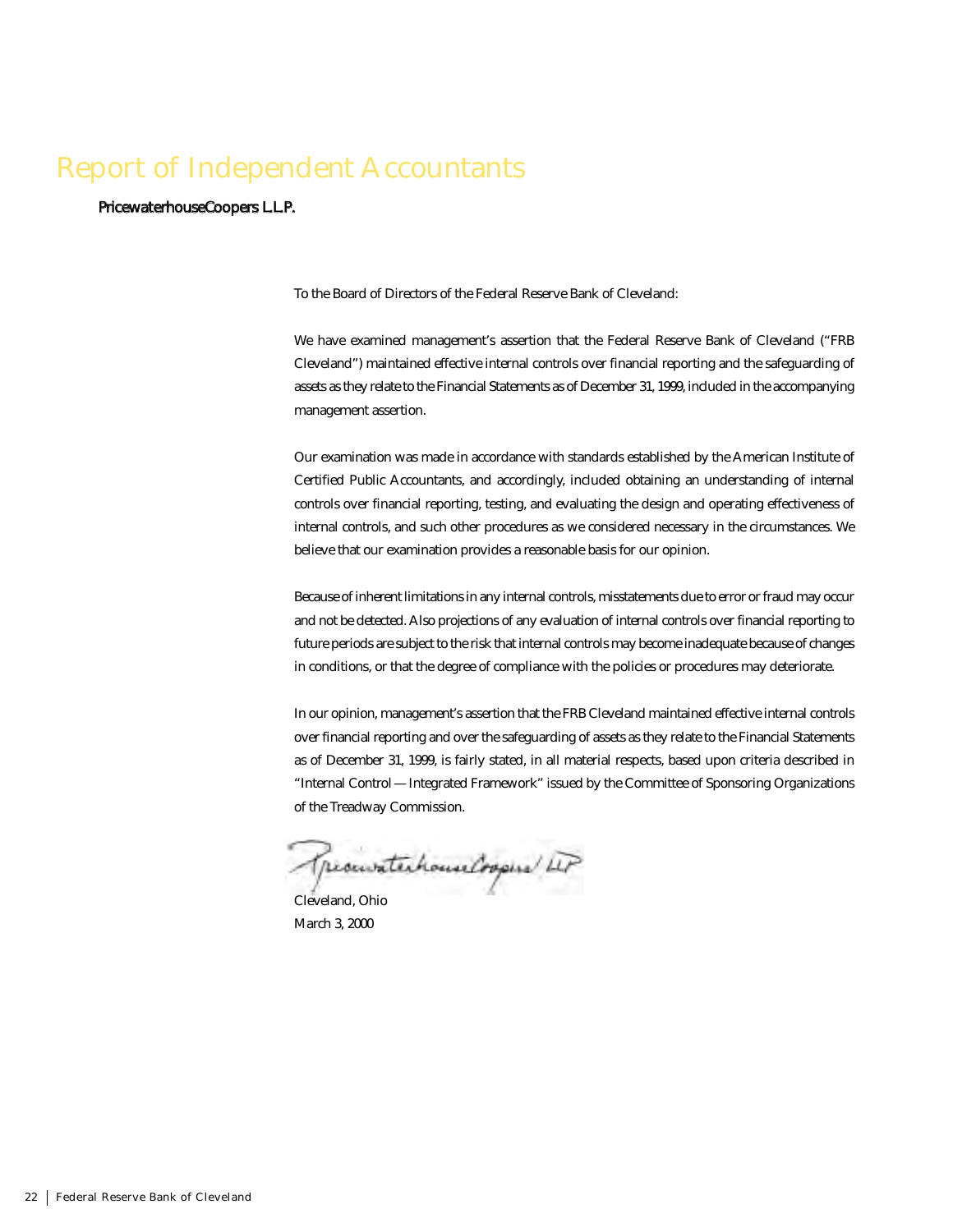# Report of Independent Accountants

PricewaterhouseCoopers L.L.P.

To the Board of Directors of the Federal Reserve Bank of Cleveland:

We have examined management's assertion that the Federal Reserve Bank of Cleveland ("FRB Cleveland") maintained effective internal controls over financial reporting and the safeguarding of assets as they relate to the Financial Statements as of December 31, 1999, included in the accompanying management assertion.

Our examination was made in accordance with standards established by the American Institute of Certified Public Accountants, and accordingly, included obtaining an understanding of internal controls over financial reporting, testing, and evaluating the design and operating effectiveness of internal controls, and such other procedures as we considered necessary in the circumstances. We believe that our examination provides a reasonable basis for our opinion.

Because of inherent limitations in any internal controls, misstatements due to error or fraud may occur and not be detected. Also projections of any evaluation of internal controls over financial reporting to future periods are subject to the risk that internal controls may become inadequate because of changes in conditions, or that the degree of compliance with the policies or procedures may deteriorate.

In our opinion, management's assertion that the FRB Cleveland maintained effective internal controls over financial reporting and over the safeguarding of assets as they relate to the Financial Statements as of December 31, 1999, is fairly stated, in all material respects, based upon criteria described in "Internal Control — Integrated Framework" issued by the Committee of Sponsoring Organizations of the Treadway Commission.

PricewaterhouseCoopers LLP

Cleveland, Ohio
March 3, 2000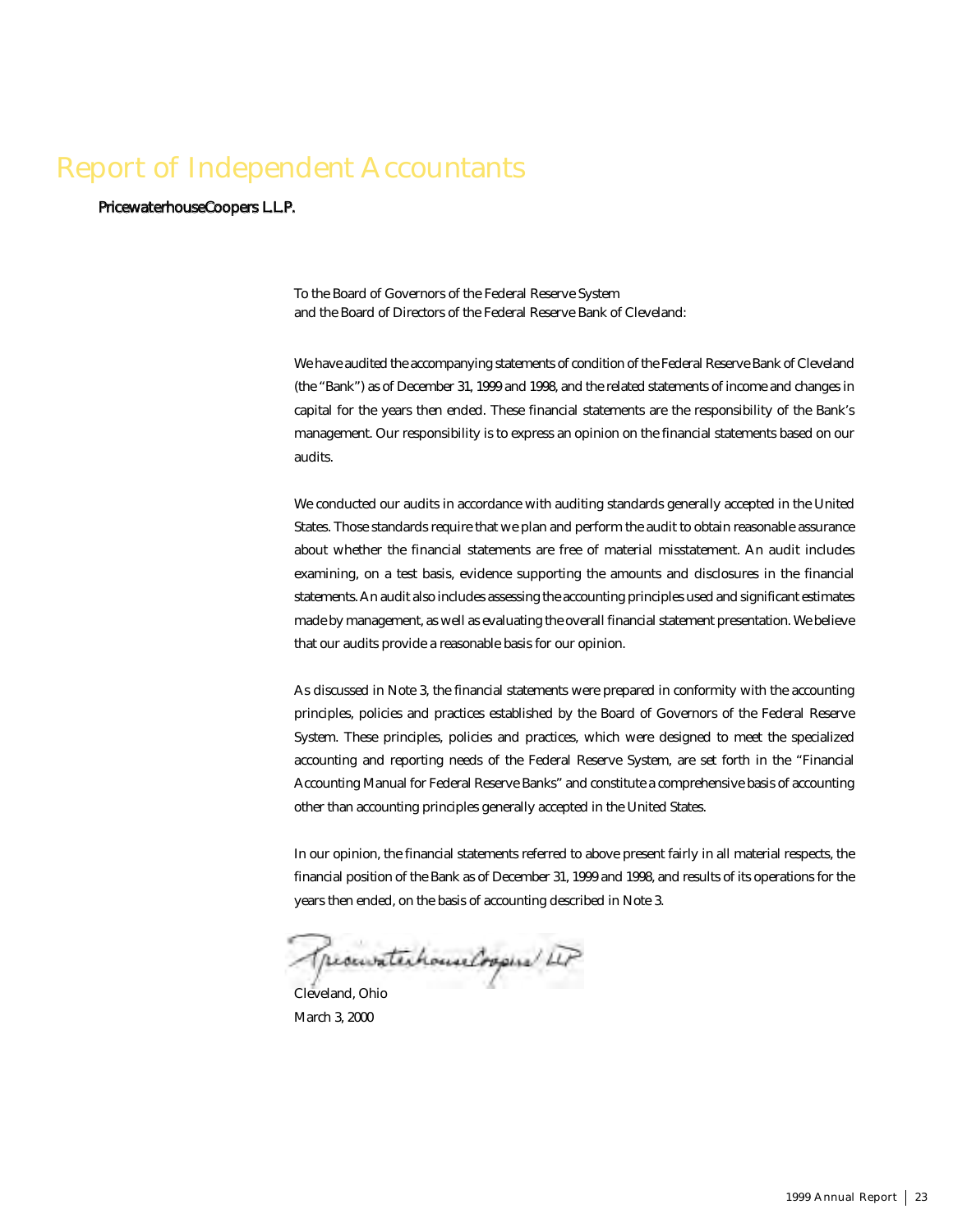# Report of Independent Accountants

PricewaterhouseCoopers L.L.P.

To the Board of Governors of the Federal Reserve System
and the Board of Directors of the Federal Reserve Bank of Cleveland:

We have audited the accompanying statements of condition of the Federal Reserve Bank of Cleveland (the "Bank") as of December 31, 1999 and 1998, and the related statements of income and changes in capital for the years then ended. These financial statements are the responsibility of the Bank's management. Our responsibility is to express an opinion on the financial statements based on our audits.

We conducted our audits in accordance with auditing standards generally accepted in the United States. Those standards require that we plan and perform the audit to obtain reasonable assurance about whether the financial statements are free of material misstatement. An audit includes examining, on a test basis, evidence supporting the amounts and disclosures in the financial statements. An audit also includes assessing the accounting principles used and significant estimates made by management, as well as evaluating the overall financial statement presentation. We believe that our audits provide a reasonable basis for our opinion.

As discussed in Note 3, the financial statements were prepared in conformity with the accounting principles, policies and practices established by the Board of Governors of the Federal Reserve System. These principles, policies and practices, which were designed to meet the specialized accounting and reporting needs of the Federal Reserve System, are set forth in the "Financial Accounting Manual for Federal Reserve Banks" and constitute a comprehensive basis of accounting other than accounting principles generally accepted in the United States.

In our opinion, the financial statements referred to above present fairly in all material respects, the financial position of the Bank as of December 31, 1999 and 1998, and results of its operations for the years then ended, on the basis of accounting described in Note 3.

PricewaterhouseCoopers LLP

Cleveland, Ohio
March 3, 2000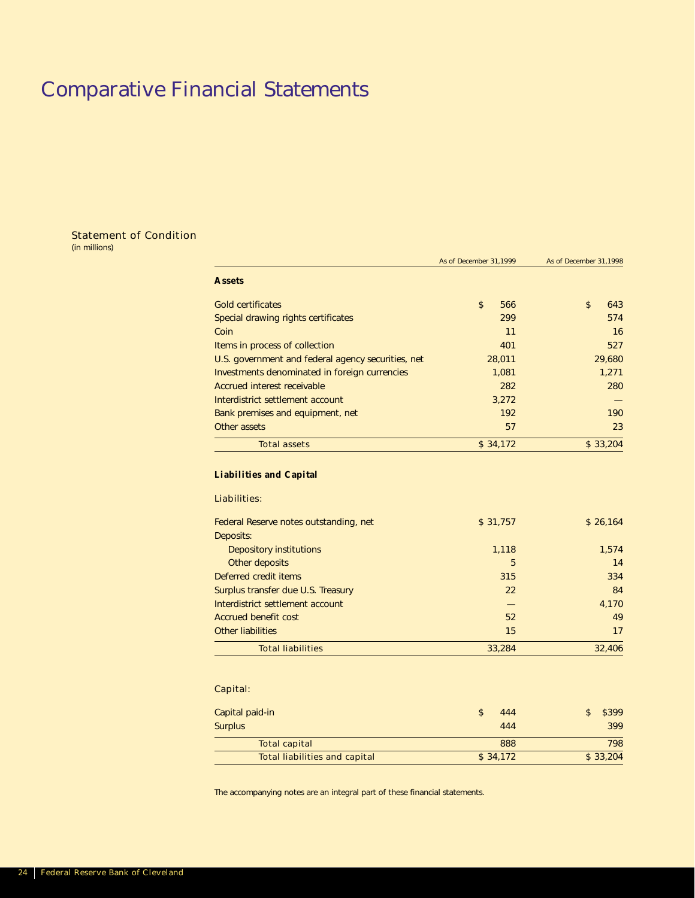# Comparative Financial Statements

## Statement of Condition

(in millions)

| | As of December 31,1999 | As of December 31,1998 |
|---|---|---|
| **Assets** | | |
| Gold certificates | $ 566 | $ 643 |
| Special drawing rights certificates | 299 | 574 |
| Coin | 11 | 16 |
| Items in process of collection | 401 | 527 |
| U.S. government and federal agency securities, net | 28,011 | 29,680 |
| Investments denominated in foreign currencies | 1,081 | 1,271 |
| Accrued interest receivable | 282 | 280 |
| Interdistrict settlement account | 3,272 | — |
| Bank premises and equipment, net | 192 | 190 |
| Other assets | 57 | 23 |
| Total assets | $ 34,172 | $ 33,204 |
| **Liabilities and Capital** | | |
| *Liabilities:* | | |
| Federal Reserve notes outstanding, net | $ 31,757 | $ 26,164 |
| Deposits: | | |
| Depository institutions | 1,118 | 1,574 |
| Other deposits | 5 | 14 |
| Deferred credit items | 315 | 334 |
| Surplus transfer due U.S. Treasury | 22 | 84 |
| Interdistrict settlement account | — | 4,170 |
| Accrued benefit cost | 52 | 49 |
| Other liabilities | 15 | 17 |
| Total liabilities | 33,284 | 32,406 |
| *Capital:* | | |
| Capital paid-in | $ 444 | $ $399 |
| Surplus | 444 | 399 |
| Total capital | 888 | 798 |
| Total liabilities and capital | $ 34,172 | $ 33,204 |

The accompanying notes are an integral part of these financial statements.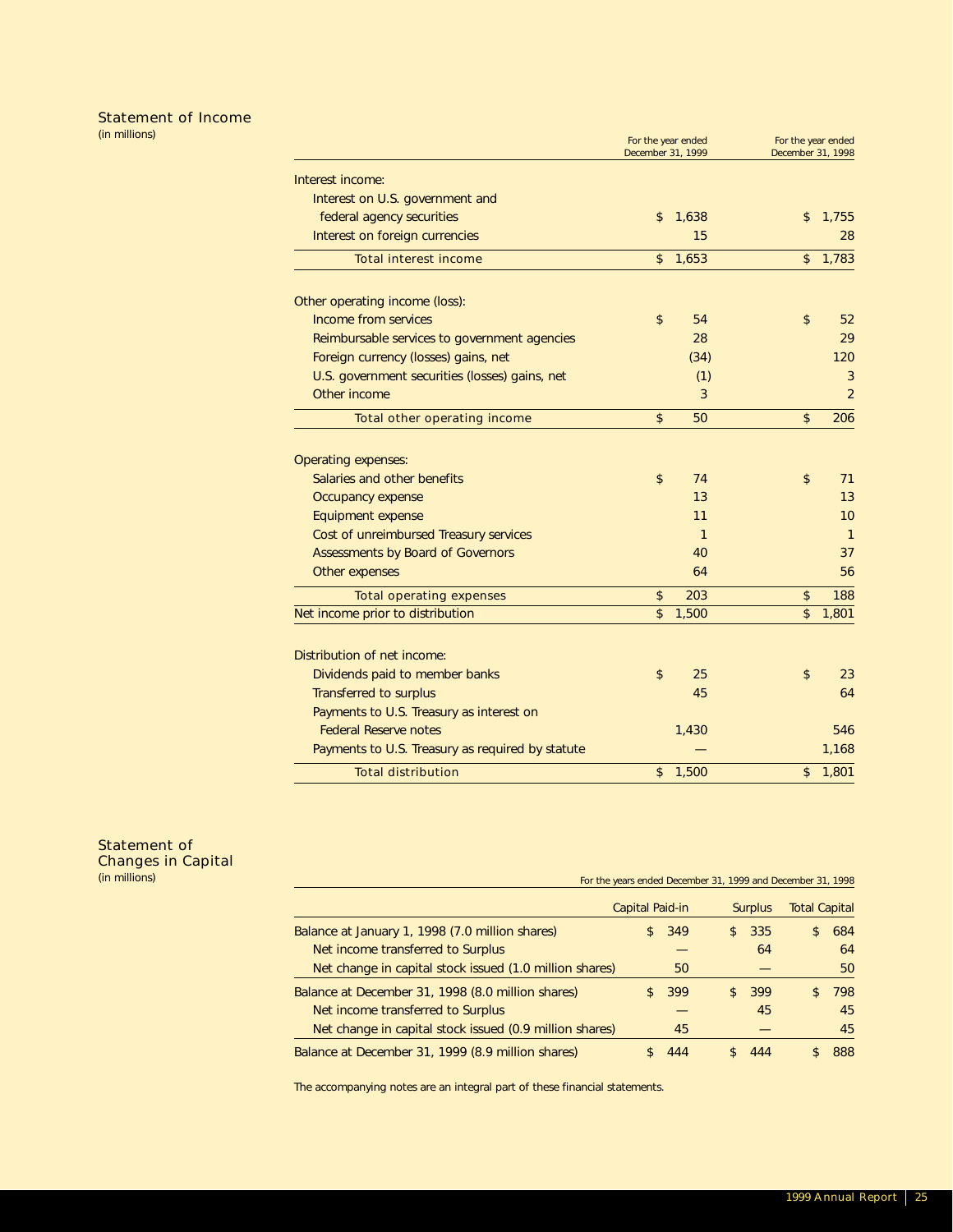## Statement of Income

(in millions)

| | For the year ended December 31, 1999 | For the year ended December 31, 1998 |
|---|---|---|
| Interest income: | | |
| Interest on U.S. government and federal agency securities | $ 1,638 | $ 1,755 |
| Interest on foreign currencies | 15 | 28 |
| Total interest income | $ 1,653 | $ 1,783 |
| Other operating income (loss): | | |
| Income from services | $ 54 | $ 52 |
| Reimbursable services to government agencies | 28 | 29 |
| Foreign currency (losses) gains, net | (34) | 120 |
| U.S. government securities (losses) gains, net | (1) | 3 |
| Other income | 3 | 2 |
| Total other operating income | $ 50 | $ 206 |
| Operating expenses: | | |
| Salaries and other benefits | $ 74 | $ 71 |
| Occupancy expense | 13 | 13 |
| Equipment expense | 11 | 10 |
| Cost of unreimbursed Treasury services | 1 | 1 |
| Assessments by Board of Governors | 40 | 37 |
| Other expenses | 64 | 56 |
| Total operating expenses | $ 203 | $ 188 |
| Net income prior to distribution | $ 1,500 | $ 1,801 |
| Distribution of net income: | | |
| Dividends paid to member banks | $ 25 | $ 23 |
| Transferred to surplus | 45 | 64 |
| Payments to U.S. Treasury as interest on Federal Reserve notes | 1,430 | 546 |
| Payments to U.S. Treasury as required by statute | — | 1,168 |
| Total distribution | $ 1,500 | $ 1,801 |

## Statement of Changes in Capital

(in millions)

*For the years ended December 31, 1999 and December 31, 1998*

| | Capital Paid-in | Surplus | Total Capital |
|---|---|---|---|
| Balance at January 1, 1998 (7.0 million shares) | $ 349 | $ 335 | $ 684 |
| Net income transferred to Surplus | — | 64 | 64 |
| Net change in capital stock issued (1.0 million shares) | 50 | — | 50 |
| Balance at December 31, 1998 (8.0 million shares) | $ 399 | $ 399 | $ 798 |
| Net income transferred to Surplus | — | 45 | 45 |
| Net change in capital stock issued (0.9 million shares) | 45 | — | 45 |
| Balance at December 31, 1999 (8.9 million shares) | $ 444 | $ 444 | $ 888 |

The accompanying notes are an integral part of these financial statements.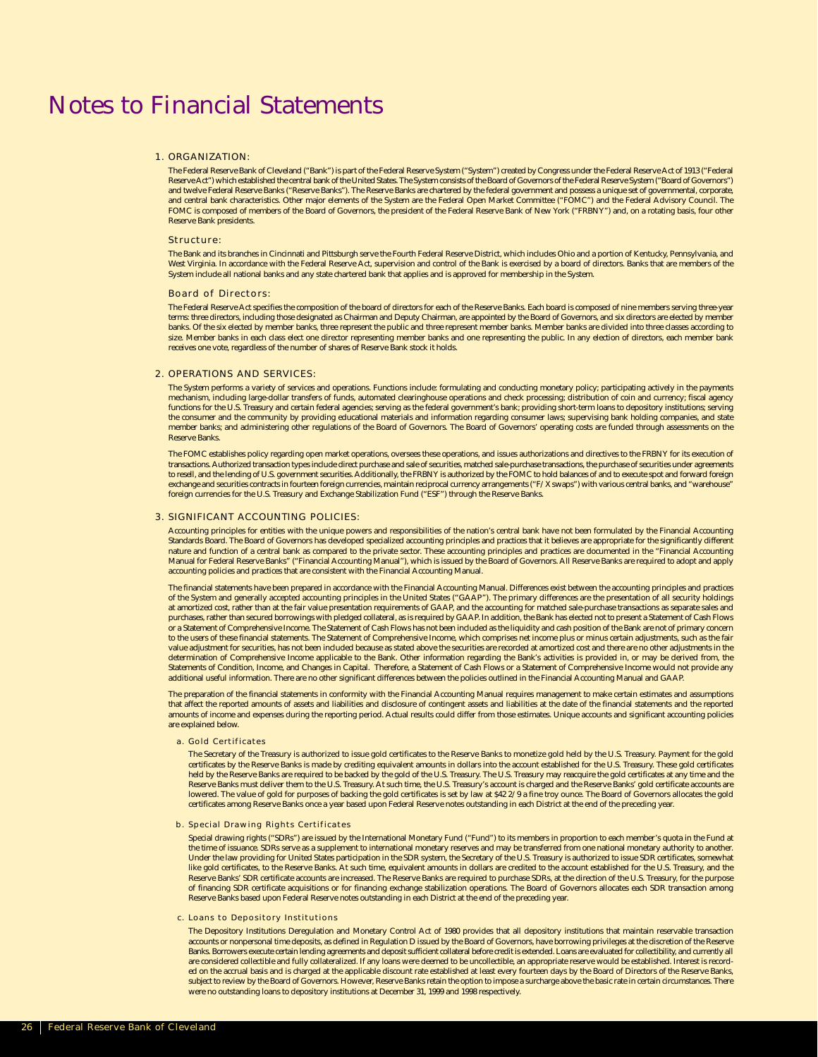# Notes to Financial Statements

## 1. ORGANIZATION:

The Federal Reserve Bank of Cleveland ("Bank") is part of the Federal Reserve System ("System") created by Congress under the Federal Reserve Act of 1913 ("Federal Reserve Act") which established the central bank of the United States. The System consists of the Board of Governors of the Federal Reserve System ("Board of Governors") and twelve Federal Reserve Banks ("Reserve Banks"). The Reserve Banks are chartered by the federal government and possess a unique set of governmental, corporate, and central bank characteristics. Other major elements of the System are the Federal Open Market Committee ("FOMC") and the Federal Advisory Council. The FOMC is composed of members of the Board of Governors, the president of the Federal Reserve Bank of New York ("FRBNY") and, on a rotating basis, four other Reserve Bank presidents.

### Structure:

The Bank and its branches in Cincinnati and Pittsburgh serve the Fourth Federal Reserve District, which includes Ohio and a portion of Kentucky, Pennsylvania, and West Virginia. In accordance with the Federal Reserve Act, supervision and control of the Bank is exercised by a board of directors. Banks that are members of the System include all national banks and any state chartered bank that applies and is approved for membership in the System.

### Board of Directors:

The Federal Reserve Act specifies the composition of the board of directors for each of the Reserve Banks. Each board is composed of nine members serving three-year terms: three directors, including those designated as Chairman and Deputy Chairman, are appointed by the Board of Governors, and six directors are elected by member banks. Of the six elected by member banks, three represent the public and three represent member banks. Member banks are divided into three classes according to size. Member banks in each class elect one director representing member banks and one representing the public. In any election of directors, each member bank receives one vote, regardless of the number of shares of Reserve Bank stock it holds.

## 2. OPERATIONS AND SERVICES:

The System performs a variety of services and operations. Functions include: formulating and conducting monetary policy; participating actively in the payments mechanism, including large-dollar transfers of funds, automated clearinghouse operations and check processing; distribution of coin and currency; fiscal agency functions for the U.S. Treasury and certain federal agencies; serving as the federal government's bank; providing short-term loans to depository institutions; serving the consumer and the community by providing educational materials and information regarding consumer laws; supervising bank holding companies, and state member banks; and administering other regulations of the Board of Governors. The Board of Governors' operating costs are funded through assessments on the Reserve Banks.

The FOMC establishes policy regarding open market operations, oversees these operations, and issues authorizations and directives to the FRBNY for its execution of transactions. Authorized transaction types include direct purchase and sale of securities, matched sale-purchase transactions, the purchase of securities under agreements to resell, and the lending of U.S. government securities. Additionally, the FRBNY is authorized by the FOMC to hold balances of and to execute spot and forward foreign exchange and securities contracts in fourteen foreign currencies, maintain reciprocal currency arrangements ("F/X swaps") with various central banks, and "warehouse" foreign currencies for the U.S. Treasury and Exchange Stabilization Fund ("ESF") through the Reserve Banks.

## 3. SIGNIFICANT ACCOUNTING POLICIES:

Accounting principles for entities with the unique powers and responsibilities of the nation's central bank have not been formulated by the Financial Accounting Standards Board. The Board of Governors has developed specialized accounting principles and practices that it believes are appropriate for the significantly different nature and function of a central bank as compared to the private sector. These accounting principles and practices are documented in the "Financial Accounting Manual for Federal Reserve Banks" ("Financial Accounting Manual"), which is issued by the Board of Governors. All Reserve Banks are required to adopt and apply accounting policies and practices that are consistent with the Financial Accounting Manual.

The financial statements have been prepared in accordance with the Financial Accounting Manual. Differences exist between the accounting principles and practices of the System and generally accepted accounting principles in the United States ("GAAP"). The primary differences are the presentation of all security holdings at amortized cost, rather than at the fair value presentation requirements of GAAP, and the accounting for matched sale-purchase transactions as separate sales and purchases, rather than secured borrowings with pledged collateral, as is required by GAAP. In addition, the Bank has elected not to present a Statement of Cash Flows or a Statement of Comprehensive Income. The Statement of Cash Flows has not been included as the liquidity and cash position of the Bank are not of primary concern to the users of these financial statements. The Statement of Comprehensive Income, which comprises net income plus or minus certain adjustments, such as the fair value adjustment for securities, has not been included because as stated above the securities are recorded at amortized cost and there are no other adjustments in the determination of Comprehensive Income applicable to the Bank. Other information regarding the Bank's activities is provided in, or may be derived from, the Statements of Condition, Income, and Changes in Capital. Therefore, a Statement of Cash Flows or a Statement of Comprehensive Income would not provide any additional useful information. There are no other significant differences between the policies outlined in the Financial Accounting Manual and GAAP.

The preparation of the financial statements in conformity with the Financial Accounting Manual requires management to make certain estimates and assumptions that affect the reported amounts of assets and liabilities and disclosure of contingent assets and liabilities at the date of the financial statements and the reported amounts of income and expenses during the reporting period. Actual results could differ from those estimates. Unique accounts and significant accounting policies are explained below.

### a. Gold Certificates

The Secretary of the Treasury is authorized to issue gold certificates to the Reserve Banks to monetize gold held by the U.S. Treasury. Payment for the gold certificates by the Reserve Banks is made by crediting equivalent amounts in dollars into the account established for the U.S. Treasury. These gold certificates held by the Reserve Banks are required to be backed by the gold of the U.S. Treasury. The U.S. Treasury may reacquire the gold certificates at any time and the Reserve Banks must deliver them to the U.S. Treasury. At such time, the U.S. Treasury's account is charged and the Reserve Banks' gold certificate accounts are lowered. The value of gold for purposes of backing the gold certificates is set by law at $42 2/9 a fine troy ounce. The Board of Governors allocates the gold certificates among Reserve Banks once a year based upon Federal Reserve notes outstanding in each District at the end of the preceding year.

### b. Special Drawing Rights Certificates

Special drawing rights ("SDRs") are issued by the International Monetary Fund ("Fund") to its members in proportion to each member's quota in the Fund at the time of issuance. SDRs serve as a supplement to international monetary reserves and may be transferred from one national monetary authority to another. Under the law providing for United States participation in the SDR system, the Secretary of the U.S. Treasury is authorized to issue SDR certificates, somewhat like gold certificates, to the Reserve Banks. At such time, equivalent amounts in dollars are credited to the account established for the U.S. Treasury, and the Reserve Banks' SDR certificate accounts are increased. The Reserve Banks are required to purchase SDRs, at the direction of the U.S. Treasury, for the purpose of financing SDR certificate acquisitions or for financing exchange stabilization operations. The Board of Governors allocates each SDR transaction among Reserve Banks based upon Federal Reserve notes outstanding in each District at the end of the preceding year.

### c. Loans to Depository Institutions

The Depository Institutions Deregulation and Monetary Control Act of 1980 provides that all depository institutions that maintain reservable transaction accounts or nonpersonal time deposits, as defined in Regulation D issued by the Board of Governors, have borrowing privileges at the discretion of the Reserve Banks. Borrowers execute certain lending agreements and deposit sufficient collateral before credit is extended. Loans are evaluated for collectibility, and currently all are considered collectible and fully collateralized. If any loans were deemed to be uncollectible, an appropriate reserve would be established. Interest is recorded on the accrual basis and is charged at the applicable discount rate established at least every fourteen days by the Board of Directors of the Reserve Banks, subject to review by the Board of Governors. However, Reserve Banks retain the option to impose a surcharge above the basic rate in certain circumstances. There were no outstanding loans to depository institutions at December 31, 1999 and 1998 respectively.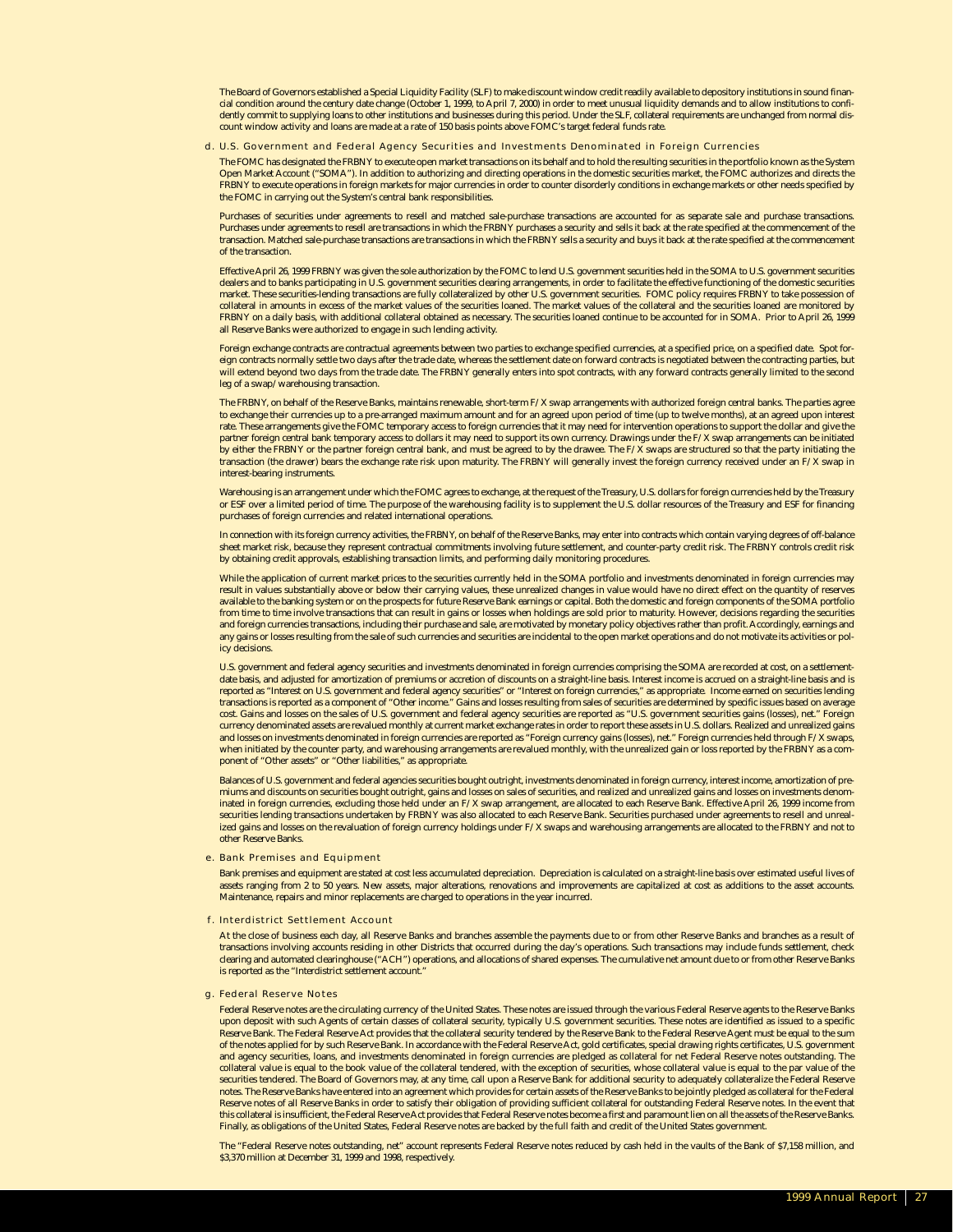The Board of Governors established a Special Liquidity Facility (SLF) to make discount window credit readily available to depository institutions in sound financial condition around the century date change (October 1, 1999, to April 7, 2000) in order to meet unusual liquidity demands and to allow institutions to confidently commit to supplying loans to other institutions and businesses during this period. Under the SLF, collateral requirements are unchanged from normal discount window activity and loans are made at a rate of 150 basis points above FOMC's target federal funds rate.

### d. U.S. Government and Federal Agency Securities and Investments Denominated in Foreign Currencies

The FOMC has designated the FRBNY to execute open market transactions on its behalf and to hold the resulting securities in the portfolio known as the System Open Market Account ("SOMA"). In addition to authorizing and directing operations in the domestic securities market, the FOMC authorizes and directs the FRBNY to execute operations in foreign markets for major currencies in order to counter disorderly conditions in exchange markets or other needs specified by the FOMC in carrying out the System's central bank responsibilities.

Purchases of securities under agreements to resell and matched sale-purchase transactions are accounted for as separate sale and purchase transactions. Purchases under agreements to resell are transactions in which the FRBNY purchases a security and sells it back at the rate specified at the commencement of the transaction. Matched sale-purchase transactions are transactions in which the FRBNY sells a security and buys it back at the rate specified at the commencement of the transaction.

Effective April 26, 1999 FRBNY was given the sole authorization by the FOMC to lend U.S. government securities held in the SOMA to U.S. government securities dealers and to banks participating in U.S. government securities clearing arrangements, in order to facilitate the effective functioning of the domestic securities market. These securities-lending transactions are fully collateralized by other U.S. government securities. FOMC policy requires FRBNY to take possession of collateral in amounts in excess of the market values of the securities loaned. The market values of the collateral and the securities loaned are monitored by FRBNY on a daily basis, with additional collateral obtained as necessary. The securities loaned continue to be accounted for in SOMA. Prior to April 26, 1999 all Reserve Banks were authorized to engage in such lending activity.

Foreign exchange contracts are contractual agreements between two parties to exchange specified currencies, at a specified price, on a specified date. Spot foreign contracts normally settle two days after the trade date, whereas the settlement date on forward contracts is negotiated between the contracting parties, but will extend beyond two days from the trade date. The FRBNY generally enters into spot contracts, with any forward contracts generally limited to the second leg of a swap/warehousing transaction.

The FRBNY, on behalf of the Reserve Banks, maintains renewable, short-term F/X swap arrangements with authorized foreign central banks. The parties agree to exchange their currencies up to a pre-arranged maximum amount and for an agreed upon period of time (up to twelve months), at an agreed upon interest rate. These arrangements give the FOMC temporary access to foreign currencies that it may need for intervention operations to support the dollar and give the partner foreign central bank temporary access to dollars it may need to support its own currency. Drawings under the F/X swap arrangements can be initiated by either the FRBNY or the partner foreign central bank, and must be agreed to by the drawee. The F/X swaps are structured so that the party initiating the transaction (the drawer) bears the exchange rate risk upon maturity. The FRBNY will generally invest the foreign currency received under an F/X swap in interest-bearing instruments.

Warehousing is an arrangement under which the FOMC agrees to exchange, at the request of the Treasury, U.S. dollars for foreign currencies held by the Treasury or ESF over a limited period of time. The purpose of the warehousing facility is to supplement the U.S. dollar resources of the Treasury and ESF for financing purchases of foreign currencies and related international operations.

In connection with its foreign currency activities, the FRBNY, on behalf of the Reserve Banks, may enter into contracts which contain varying degrees of off-balance sheet market risk, because they represent contractual commitments involving future settlement, and counter-party credit risk. The FRBNY controls credit risk by obtaining credit approvals, establishing transaction limits, and performing daily monitoring procedures.

While the application of current market prices to the securities currently held in the SOMA portfolio and investments denominated in foreign currencies may result in values substantially above or below their carrying values, these unrealized changes in value would have no direct effect on the quantity of reserves available to the banking system or on the prospects for future Reserve Bank earnings or capital. Both the domestic and foreign components of the SOMA portfolio from time to time involve transactions that can result in gains or losses when holdings are sold prior to maturity. However, decisions regarding the securities and foreign currencies transactions, including their purchase and sale, are motivated by monetary policy objectives rather than profit. Accordingly, earnings and any gains or losses resulting from the sale of such currencies and securities are incidental to the open market operations and do not motivate its activities or policy decisions.

U.S. government and federal agency securities and investments denominated in foreign currencies comprising the SOMA are recorded at cost, on a settlement-date basis, and adjusted for amortization of premiums or accretion of discounts on a straight-line basis. Interest income is accrued on a straight-line basis and is reported as "Interest on U.S. government and federal agency securities" or "Interest on foreign currencies," as appropriate. Income earned on securities lending transactions is reported as a component of "Other income." Gains and losses resulting from sales of securities are determined by specific issues based on average cost. Gains and losses on the sales of U.S. government and federal agency securities are reported as "U.S. government securities gains (losses), net." Foreign currency denominated assets are revalued monthly at current market exchange rates in order to report these assets in U.S. dollars. Realized and unrealized gains and losses on investments denominated in foreign currencies are reported as "Foreign currency gains (losses), net." Foreign currencies held through F/X swaps, when initiated by the counter party, and warehousing arrangements are revalued monthly, with the unrealized gain or loss reported by the FRBNY as a component of "Other assets" or "Other liabilities," as appropriate.

Balances of U.S. government and federal agencies securities bought outright, investments denominated in foreign currency, interest income, amortization of premiums and discounts on securities bought outright, gains and losses on sales of securities, and realized and unrealized gains and losses on investments denominated in foreign currencies, excluding those held under an F/X swap arrangement, are allocated to each Reserve Bank. Effective April 26, 1999 income from securities lending transactions undertaken by FRBNY was also allocated to each Reserve Bank. Securities purchased under agreements to resell and unrealized gains and losses on the revaluation of foreign currency holdings under F/X swaps and warehousing arrangements are allocated to the FRBNY and not to other Reserve Banks.

### e. Bank Premises and Equipment

Bank premises and equipment are stated at cost less accumulated depreciation. Depreciation is calculated on a straight-line basis over estimated useful lives of assets ranging from 2 to 50 years. New assets, major alterations, renovations and improvements are capitalized at cost as additions to the asset accounts. Maintenance, repairs and minor replacements are charged to operations in the year incurred.

### f. Interdistrict Settlement Account

At the close of business each day, all Reserve Banks and branches assemble the payments due to or from other Reserve Banks and branches as a result of transactions involving accounts residing in other Districts that occurred during the day's operations. Such transactions may include funds settlement, check clearing and automated clearinghouse ("ACH") operations, and allocations of shared expenses. The cumulative net amount due to or from other Reserve Banks is reported as the "Interdistrict settlement account."

### g. Federal Reserve Notes

Federal Reserve notes are the circulating currency of the United States. These notes are issued through the various Federal Reserve agents to the Reserve Banks upon deposit with such Agents of certain classes of collateral security, typically U.S. government securities. These notes are identified as issued to a specific Reserve Bank. The Federal Reserve Act provides that the collateral security tendered by the Reserve Bank to the Federal Reserve Agent must be equal to the sum of the notes applied for by such Reserve Bank. In accordance with the Federal Reserve Act, gold certificates, special drawing rights certificates, U.S. government and agency securities, loans, and investments denominated in foreign currencies are pledged as collateral for net Federal Reserve notes outstanding. The collateral value is equal to the book value of the collateral tendered, with the exception of securities, whose collateral value is equal to the par value of the securities tendered. The Board of Governors may, at any time, call upon a Reserve Bank for additional security to adequately collateralize the Federal Reserve notes. The Reserve Banks have entered into an agreement which provides for certain assets of the Reserve Banks to be jointly pledged as collateral for the Federal Reserve notes of all Reserve Banks in order to satisfy their obligation of providing sufficient collateral for outstanding Federal Reserve notes. In the event that this collateral is insufficient, the Federal Reserve Act provides that Federal Reserve notes become a first and paramount lien on all the assets of the Reserve Banks. Finally, as obligations of the United States, Federal Reserve notes are backed by the full faith and credit of the United States government.

The "Federal Reserve notes outstanding, net" account represents Federal Reserve notes reduced by cash held in the vaults of the Bank of $7,158 million, and $3,370 million at December 31, 1999 and 1998, respectively.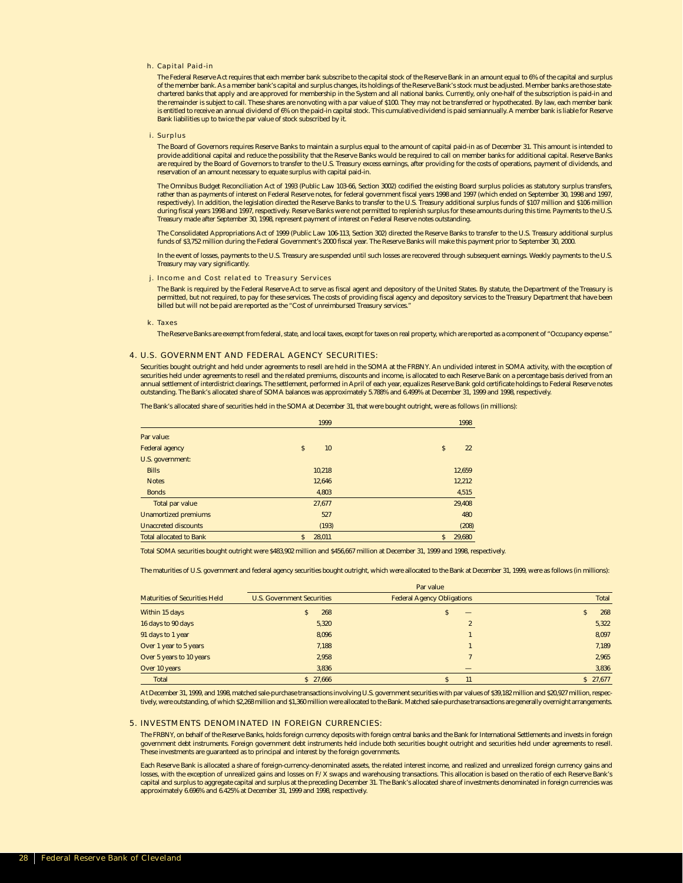### h. Capital Paid-in

The Federal Reserve Act requires that each member bank subscribe to the capital stock of the Reserve Bank in an amount equal to 6% of the capital and surplus of the member bank. As a member bank's capital and surplus changes, its holdings of the Reserve Bank's stock must be adjusted. Member banks are those state-chartered banks that apply and are approved for membership in the System and all national banks. Currently, only one-half of the subscription is paid-in and the remainder is subject to call. These shares are nonvoting with a par value of $100. They may not be transferred or hypothecated. By law, each member bank is entitled to receive an annual dividend of 6% on the paid-in capital stock. This cumulative dividend is paid semiannually. A member bank is liable for Reserve Bank liabilities up to twice the par value of stock subscribed by it.

### i. Surplus

The Board of Governors requires Reserve Banks to maintain a surplus equal to the amount of capital paid-in as of December 31. This amount is intended to provide additional capital and reduce the possibility that the Reserve Banks would be required to call on member banks for additional capital. Reserve Banks are required by the Board of Governors to transfer to the U.S. Treasury excess earnings, after providing for the costs of operations, payment of dividends, and reservation of an amount necessary to equate surplus with capital paid-in.

The Omnibus Budget Reconciliation Act of 1993 (Public Law 103-66, Section 3002) codified the existing Board surplus policies as statutory surplus transfers, rather than as payments of interest on Federal Reserve notes, for federal government fiscal years 1998 and 1997 (which ended on September 30, 1998 and 1997, respectively). In addition, the legislation directed the Reserve Banks to transfer to the U.S. Treasury additional surplus funds of $107 million and $106 million during fiscal years 1998 and 1997, respectively. Reserve Banks were not permitted to replenish surplus for these amounts during this time. Payments to the U.S. Treasury made after September 30, 1998, represent payment of interest on Federal Reserve notes outstanding.

The Consolidated Appropriations Act of 1999 (Public Law 106-113, Section 302) directed the Reserve Banks to transfer to the U.S. Treasury additional surplus funds of $3,752 million during the Federal Government's 2000 fiscal year. The Reserve Banks will make this payment prior to September 30, 2000.

In the event of losses, payments to the U.S. Treasury are suspended until such losses are recovered through subsequent earnings. Weekly payments to the U.S. Treasury may vary significantly.

### j. Income and Cost related to Treasury Services

The Bank is required by the Federal Reserve Act to serve as fiscal agent and depository of the United States. By statute, the Department of the Treasury is permitted, but not required, to pay for these services. The costs of providing fiscal agency and depository services to the Treasury Department that have been billed but will not be paid are reported as the "Cost of unreimbursed Treasury services."

### k. Taxes

The Reserve Banks are exempt from federal, state, and local taxes, except for taxes on real property, which are reported as a component of "Occupancy expense."

## 4. U.S. GOVERNMENT AND FEDERAL AGENCY SECURITIES:

Securities bought outright and held under agreements to resell are held in the SOMA at the FRBNY. An undivided interest in SOMA activity, with the exception of securities held under agreements to resell and the related premiums, discounts and income, is allocated to each Reserve Bank on a percentage basis derived from an annual settlement of interdistrict clearings. The settlement, performed in April of each year, equalizes Reserve Bank gold certificate holdings to Federal Reserve notes outstanding. The Bank's allocated share of SOMA balances was approximately 5.788% and 6.499% at December 31, 1999 and 1998, respectively.

The Bank's allocated share of securities held in the SOMA at December 31, that were bought outright, were as follows (in millions):

| | 1999 | 1998 |
|---|---|---|
| Par value: | | |
| Federal agency | $ 10 | $ 22 |
| U.S. government: | | |
| Bills | 10,218 | 12,659 |
| Notes | 12,646 | 12,212 |
| Bonds | 4,803 | 4,515 |
| Total par value | 27,677 | 29,408 |
| Unamortized premiums | 527 | 480 |
| Unaccreted discounts | (193) | (208) |
| Total allocated to Bank | $ 28,011 | $ 29,680 |

Total SOMA securities bought outright were $483,902 million and $456,667 million at December 31, 1999 and 1998, respectively.

The maturities of U.S. government and federal agency securities bought outright, which were allocated to the Bank at December 31, 1999, were as follows (in millions):

| | Par value | | |
|---|---|---|---|
| Maturities of Securities Held | U.S. Government Securities | Federal Agency Obligations | Total |
| Within 15 days | $ 268 | $ — | $ 268 |
| 16 days to 90 days | 5,320 | 2 | 5,322 |
| 91 days to 1 year | 8,096 | 1 | 8,097 |
| Over 1 year to 5 years | 7,188 | 1 | 7,189 |
| Over 5 years to 10 years | 2,958 | 7 | 2,965 |
| Over 10 years | 3,836 | — | 3,836 |
| Total | $ 27,666 | $ 11 | $ 27,677 |

At December 31, 1999, and 1998, matched sale-purchase transactions involving U.S. government securities with par values of $39,182 million and $20,927 million, respectively, were outstanding, of which $2,268 million and $1,360 million were allocated to the Bank. Matched sale-purchase transactions are generally overnight arrangements.

## 5. INVESTMENTS DENOMINATED IN FOREIGN CURRENCIES:

The FRBNY, on behalf of the Reserve Banks, holds foreign currency deposits with foreign central banks and the Bank for International Settlements and invests in foreign government debt instruments. Foreign government debt instruments held include both securities bought outright and securities held under agreements to resell. These investments are guaranteed as to principal and interest by the foreign governments.

Each Reserve Bank is allocated a share of foreign-currency-denominated assets, the related interest income, and realized and unrealized foreign currency gains and losses, with the exception of unrealized gains and losses on F/X swaps and warehousing transactions. This allocation is based on the ratio of each Reserve Bank's capital and surplus to aggregate capital and surplus at the preceding December 31. The Bank's allocated share of investments denominated in foreign currencies was approximately 6.696% and 6.425% at December 31, 1999 and 1998, respectively.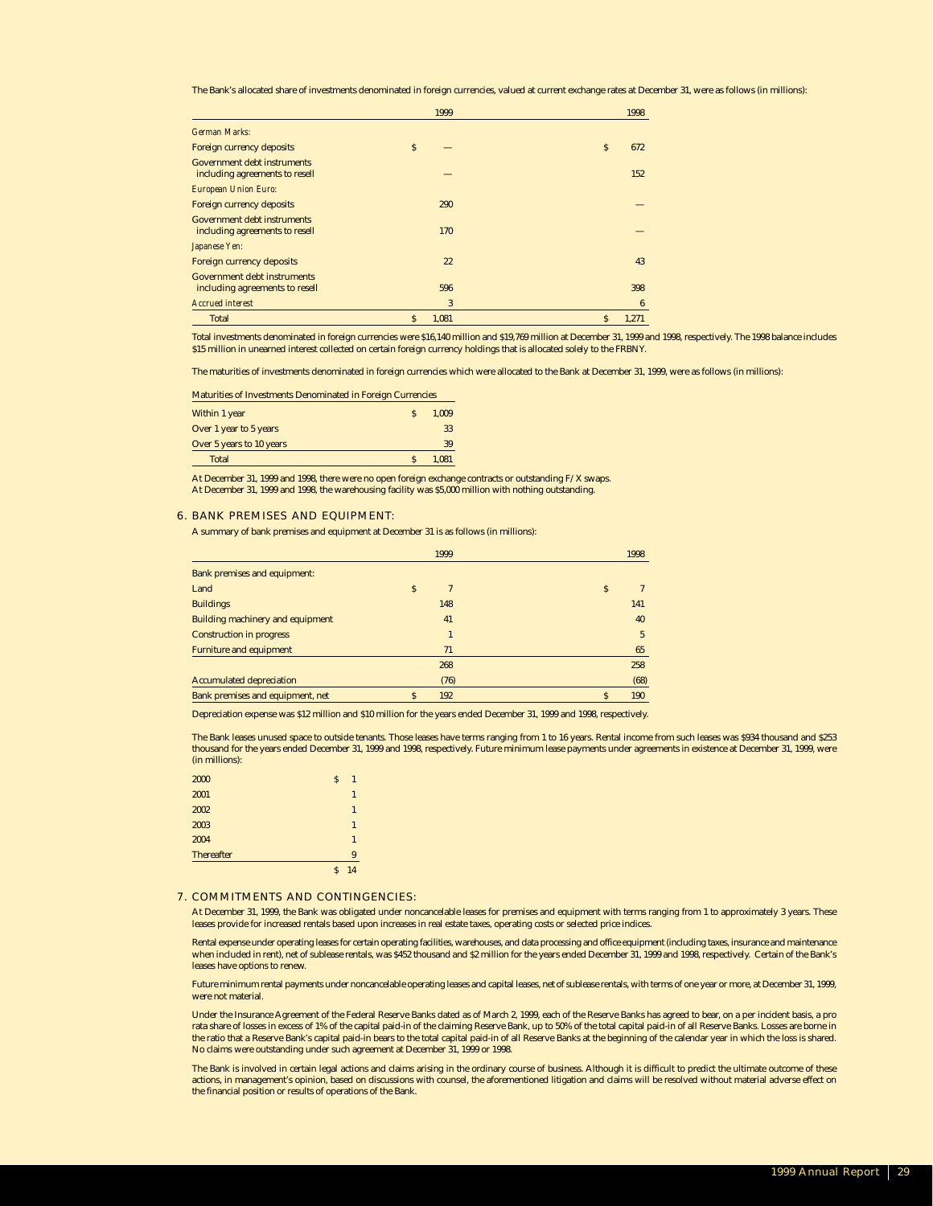The Bank's allocated share of investments denominated in foreign currencies, valued at current exchange rates at December 31, were as follows (in millions):

| | 1999 | 1998 |
|---|---|---|
| *German Marks:* | | |
| Foreign currency deposits | $ — | $ 672 |
| Government debt instruments including agreements to resell | — | 152 |
| *European Union Euro:* | | |
| Foreign currency deposits | 290 | — |
| Government debt instruments including agreements to resell | 170 | — |
| *Japanese Yen:* | | |
| Foreign currency deposits | 22 | 43 |
| Government debt instruments including agreements to resell | 596 | 398 |
| *Accrued interest* | 3 | 6 |
| Total | $ 1,081 | $ 1,271 |

Total investments denominated in foreign currencies were $16,140 million and $19,769 million at December 31, 1999 and 1998, respectively. The 1998 balance includes $15 million in unearned interest collected on certain foreign currency holdings that is allocated solely to the FRBNY.

The maturities of investments denominated in foreign currencies which were allocated to the Bank at December 31, 1999, were as follows (in millions):

| Maturities of Investments Denominated in Foreign Currencies | |
|---|---|
| Within 1 year | $ 1,009 |
| Over 1 year to 5 years | 33 |
| Over 5 years to 10 years | 39 |
| Total | $ 1,081 |

At December 31, 1999 and 1998, there were no open foreign exchange contracts or outstanding F/X swaps.
At December 31, 1999 and 1998, the warehousing facility was $5,000 million with nothing outstanding.

## 6. BANK PREMISES AND EQUIPMENT:

A summary of bank premises and equipment at December 31 is as follows (in millions):

| | 1999 | 1998 |
|---|---|---|
| Bank premises and equipment: | | |
| Land | $ 7 | $ 7 |
| Buildings | 148 | 141 |
| Building machinery and equipment | 41 | 40 |
| Construction in progress | 1 | 5 |
| Furniture and equipment | 71 | 65 |
| | 268 | 258 |
| Accumulated depreciation | (76) | (68) |
| Bank premises and equipment, net | $ 192 | $ 190 |

Depreciation expense was $12 million and $10 million for the years ended December 31, 1999 and 1998, respectively.

The Bank leases unused space to outside tenants. Those leases have terms ranging from 1 to 16 years. Rental income from such leases was $934 thousand and $253 thousand for the years ended December 31, 1999 and 1998, respectively. Future minimum lease payments under agreements in existence at December 31, 1999, were (in millions):

| | |
|---|---|
| 2000 | $ 1 |
| 2001 | 1 |
| 2002 | 1 |
| 2003 | 1 |
| 2004 | 1 |
| Thereafter | 9 |
| | $ 14 |

## 7. COMMITMENTS AND CONTINGENCIES:

At December 31, 1999, the Bank was obligated under noncancelable leases for premises and equipment with terms ranging from 1 to approximately 3 years. These leases provide for increased rentals based upon increases in real estate taxes, operating costs or selected price indices.

Rental expense under operating leases for certain operating facilities, warehouses, and data processing and office equipment (including taxes, insurance and maintenance when included in rent), net of sublease rentals, was $452 thousand and $2 million for the years ended December 31, 1999 and 1998, respectively. Certain of the Bank's leases have options to renew.

Future minimum rental payments under noncancelable operating leases and capital leases, net of sublease rentals, with terms of one year or more, at December 31, 1999, were not material.

Under the Insurance Agreement of the Federal Reserve Banks dated as of March 2, 1999, each of the Reserve Banks has agreed to bear, on a per incident basis, a pro rata share of losses in excess of 1% of the capital paid-in of the claiming Reserve Bank, up to 50% of the total capital paid-in of all Reserve Banks. Losses are borne in the ratio that a Reserve Bank's capital paid-in bears to the total capital paid-in of all Reserve Banks at the beginning of the calendar year in which the loss is shared. No claims were outstanding under such agreement at December 31, 1999 or 1998.

The Bank is involved in certain legal actions and claims arising in the ordinary course of business. Although it is difficult to predict the ultimate outcome of these actions, in management's opinion, based on discussions with counsel, the aforementioned litigation and claims will be resolved without material adverse effect on the financial position or results of operations of the Bank.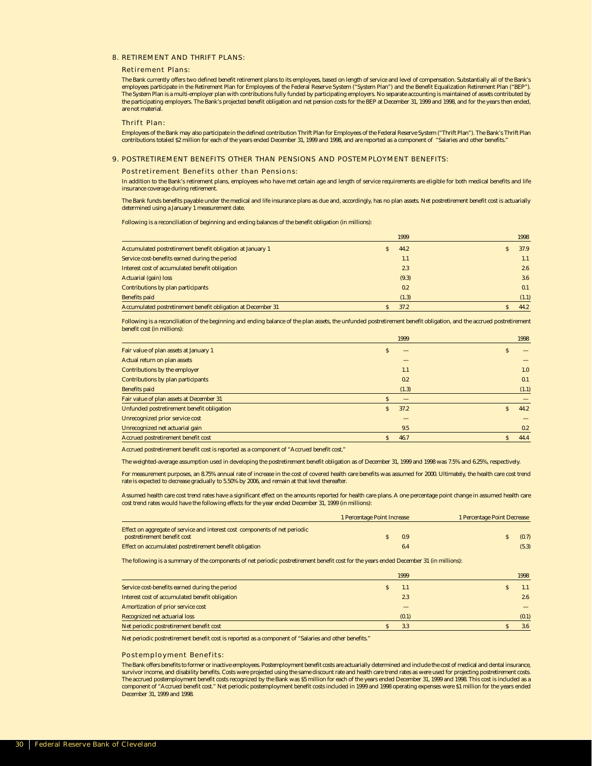## 8. RETIREMENT AND THRIFT PLANS:

### Retirement Plans:

The Bank currently offers two defined benefit retirement plans to its employees, based on length of service and level of compensation. Substantially all of the Bank's employees participate in the Retirement Plan for Employees of the Federal Reserve System ("System Plan") and the Benefit Equalization Retirement Plan ("BEP"). The System Plan is a multi-employer plan with contributions fully funded by participating employers. No separate accounting is maintained of assets contributed by the participating employers. The Bank's projected benefit obligation and net pension costs for the BEP at December 31, 1999 and 1998, and for the years then ended, are not material.

### Thrift Plan:

Employees of the Bank may also participate in the defined contribution Thrift Plan for Employees of the Federal Reserve System ("Thrift Plan"). The Bank's Thrift Plan contributions totaled $2 million for each of the years ended December 31, 1999 and 1998, and are reported as a component of "Salaries and other benefits."

## 9. POSTRETIREMENT BENEFITS OTHER THAN PENSIONS AND POSTEMPLOYMENT BENEFITS:

### Postretirement Benefits other than Pensions:

In addition to the Bank's retirement plans, employees who have met certain age and length of service requirements are eligible for both medical benefits and life insurance coverage during retirement.

The Bank funds benefits payable under the medical and life insurance plans as due and, accordingly, has no plan assets. Net postretirement benefit cost is actuarially determined using a January 1 measurement date.

Following is a reconciliation of beginning and ending balances of the benefit obligation (in millions):

| | 1999 | 1998 |
|---|---|---|
| Accumulated postretirement benefit obligation at January 1 | $ 44.2 | $ 37.9 |
| Service cost-benefits earned during the period | 1.1 | 1.1 |
| Interest cost of accumulated benefit obligation | 2.3 | 2.6 |
| Actuarial (gain) loss | (9.3) | 3.6 |
| Contributions by plan participants | 0.2 | 0.1 |
| Benefits paid | (1.3) | (1.1) |
| Accumulated postretirement benefit obligation at December 31 | $ 37.2 | $ 44.2 |

Following is a reconciliation of the beginning and ending balance of the plan assets, the unfunded postretirement benefit obligation, and the accrued postretirement benefit cost (in millions):

| | 1999 | 1998 |
|---|---|---|
| Fair value of plan assets at January 1 | $ — | $ — |
| Actual return on plan assets | — | — |
| Contributions by the employer | 1.1 | 1.0 |
| Contributions by plan participants | 0.2 | 0.1 |
| Benefits paid | (1.3) | (1.1) |
| Fair value of plan assets at December 31 | $ — | — |
| Unfunded postretirement benefit obligation | $ 37.2 | $ 44.2 |
| Unrecognized prior service cost | — | — |
| Unrecognized net actuarial gain | 9.5 | 0.2 |
| Accrued postretirement benefit cost | $ 46.7 | $ 44.4 |

Accrued postretirement benefit cost is reported as a component of "Accrued benefit cost."

The weighted-average assumption used in developing the postretirement benefit obligation as of December 31, 1999 and 1998 was 7.5% and 6.25%, respectively.

For measurement purposes, an 8.75% annual rate of increase in the cost of covered health care benefits was assumed for 2000. Ultimately, the health care cost trend rate is expected to decrease gradually to 5.50% by 2006, and remain at that level thereafter.

Assumed health care cost trend rates have a significant effect on the amounts reported for health care plans. A one percentage point change in assumed health care cost trend rates would have the following effects for the year ended December 31, 1999 (in millions):

| | 1 Percentage Point Increase | 1 Percentage Point Decrease |
|---|---|---|
| Effect on aggregate of service and interest cost components of net periodic postretirement benefit cost | $ 0.9 | $ (0.7) |
| Effect on accumulated postretirement benefit obligation | 6.4 | (5.3) |

The following is a summary of the components of net periodic postretirement benefit cost for the years ended December 31 (in millions):

| | 1999 | 1998 |
|---|---|---|
| Service cost-benefits earned during the period | $ 1.1 | $ 1.1 |
| Interest cost of accumulated benefit obligation | 2.3 | 2.6 |
| Amortization of prior service cost | — | — |
| Recognized net actuarial loss | (0.1) | (0.1) |
| Net periodic postretirement benefit cost | $ 3.3 | $ 3.6 |

Net periodic postretirement benefit cost is reported as a component of "Salaries and other benefits."

### Postemployment Benefits:

The Bank offers benefits to former or inactive employees. Postemployment benefit costs are actuarially determined and include the cost of medical and dental insurance, survivor income, and disability benefits. Costs were projected using the same discount rate and health care trend rates as were used for projecting postretirement costs. The accrued postemployment benefit costs recognized by the Bank was $5 million for each of the years ended December 31, 1999 and 1998. This cost is included as a component of "Accrued benefit cost." Net periodic postemployment benefit costs included in 1999 and 1998 operating expenses were $1 million for the years ended December 31, 1999 and 1998.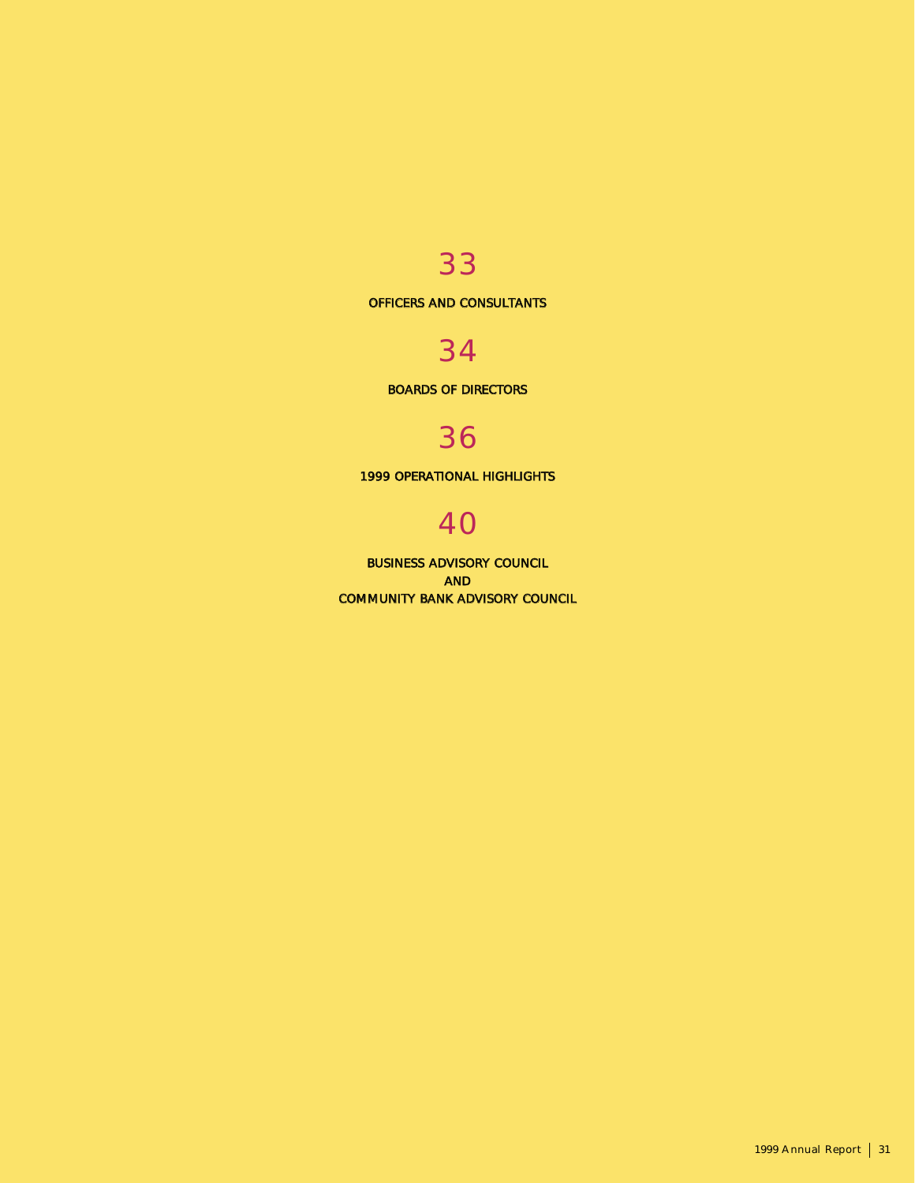33

OFFICERS AND CONSULTANTS

34

BOARDS OF DIRECTORS

36

1999 OPERATIONAL HIGHLIGHTS

40

BUSINESS ADVISORY COUNCIL
AND
COMMUNITY BANK ADVISORY COUNCIL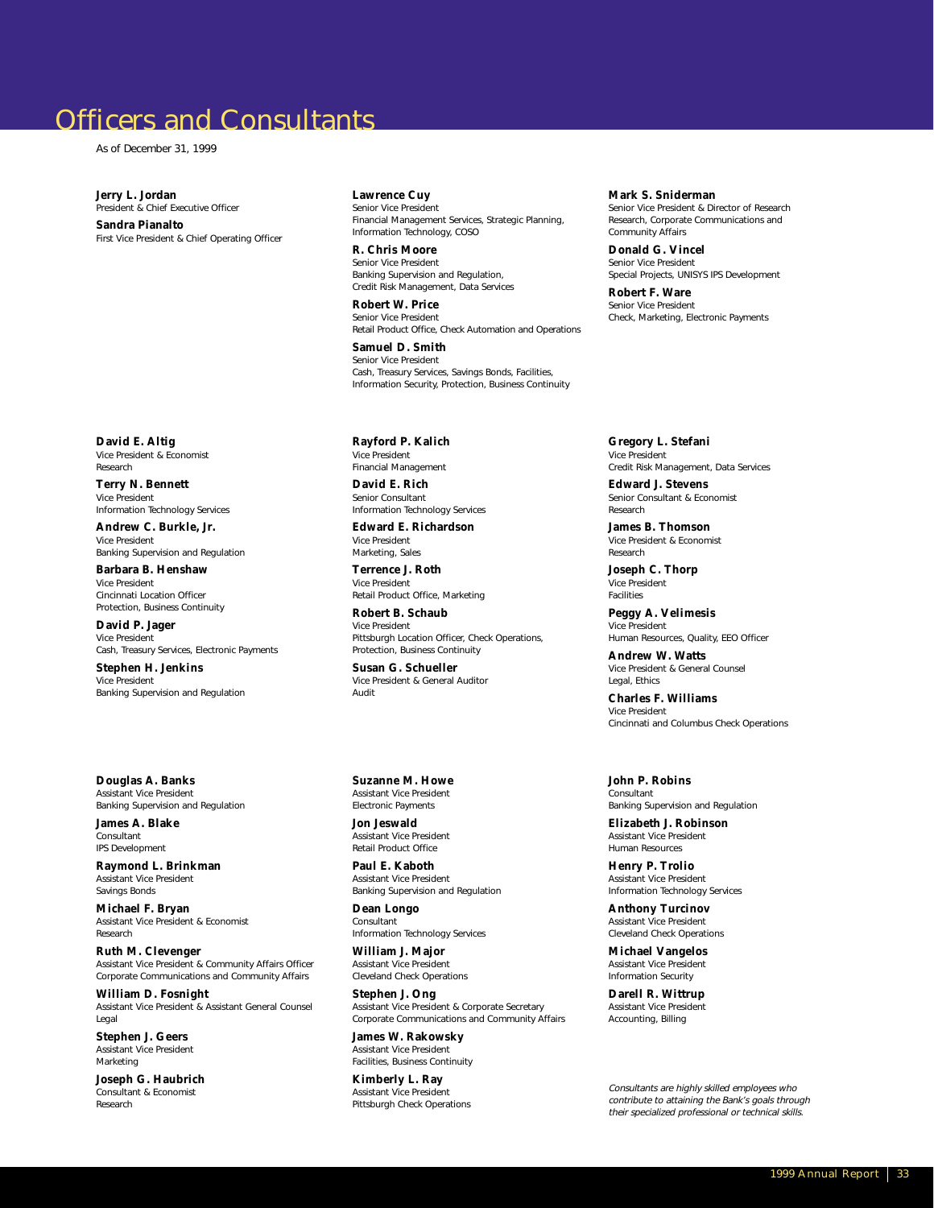# Officers and Consultants

As of December 31, 1999

**Jerry L. Jordan**
President & Chief Executive Officer

**Sandra Pianalto**
First Vice President & Chief Operating Officer

**Lawrence Cuy**
Senior Vice President
Financial Management Services, Strategic Planning, Information Technology, COSO

**R. Chris Moore**
Senior Vice President
Banking Supervision and Regulation, Credit Risk Management, Data Services

**Robert W. Price**
Senior Vice President
Retail Product Office, Check Automation and Operations

**Samuel D. Smith**
Senior Vice President
Cash, Treasury Services, Savings Bonds, Facilities, Information Security, Protection, Business Continuity

**Mark S. Sniderman**
Senior Vice President & Director of Research
Research, Corporate Communications and Community Affairs

**Donald G. Vincel**
Senior Vice President
Special Projects, UNISYS IPS Development

**Robert F. Ware**
Senior Vice President
Check, Marketing, Electronic Payments

**David E. Altig**
Vice President & Economist
Research

**Terry N. Bennett**
Vice President
Information Technology Services

**Andrew C. Burkle, Jr.**
Vice President
Banking Supervision and Regulation

**Barbara B. Henshaw**
Vice President
Cincinnati Location Officer
Protection, Business Continuity

**David P. Jager**
Vice President
Cash, Treasury Services, Electronic Payments

**Stephen H. Jenkins**
Vice President
Banking Supervision and Regulation

**Rayford P. Kalich**
Vice President
Financial Management

**David E. Rich**
Senior Consultant
Information Technology Services

**Edward E. Richardson**
Vice President
Marketing, Sales

**Terrence J. Roth**
Vice President
Retail Product Office, Marketing

**Robert B. Schaub**
Vice President
Pittsburgh Location Officer, Check Operations, Protection, Business Continuity

**Susan G. Schueller**
Vice President & General Auditor
Audit

**Gregory L. Stefani**
Vice President
Credit Risk Management, Data Services

**Edward J. Stevens**
Senior Consultant & Economist
Research

**James B. Thomson**
Vice President & Economist
Research

**Joseph C. Thorp**
Vice President
Facilities

**Peggy A. Velimesis**
Vice President
Human Resources, Quality, EEO Officer

**Andrew W. Watts**
Vice President & General Counsel
Legal, Ethics

**Charles F. Williams**
Vice President
Cincinnati and Columbus Check Operations

**Douglas A. Banks**
Assistant Vice President
Banking Supervision and Regulation

**James A. Blake**
Consultant
IPS Development

**Raymond L. Brinkman**
Assistant Vice President
Savings Bonds

**Michael F. Bryan**
Assistant Vice President & Economist
Research

**Ruth M. Clevenger**
Assistant Vice President & Community Affairs Officer
Corporate Communications and Community Affairs

**William D. Fosnight**
Assistant Vice President & Assistant General Counsel
Legal

**Stephen J. Geers**
Assistant Vice President
Marketing

**Joseph G. Haubrich**
Consultant & Economist
Research

**Suzanne M. Howe**
Assistant Vice President
Electronic Payments

**Jon Jeswald**
Assistant Vice President
Retail Product Office

**Paul E. Kaboth**
Assistant Vice President
Banking Supervision and Regulation

**Dean Longo**
Consultant
Information Technology Services

**William J. Major**
Assistant Vice President
Cleveland Check Operations

**Stephen J. Ong**
Assistant Vice President & Corporate Secretary
Corporate Communications and Community Affairs

**James W. Rakowsky**
Assistant Vice President
Facilities, Business Continuity

**Kimberly L. Ray**
Assistant Vice President
Pittsburgh Check Operations

**John P. Robins**
Consultant
Banking Supervision and Regulation

**Elizabeth J. Robinson**
Assistant Vice President
Human Resources

**Henry P. Trolio**
Assistant Vice President
Information Technology Services

**Anthony Turcinov**
Assistant Vice President
Cleveland Check Operations

**Michael Vangelos**
Assistant Vice President
Information Security

**Darell R. Wittrup**
Assistant Vice President
Accounting, Billing

*Consultants are highly skilled employees who contribute to attaining the Bank's goals through their specialized professional or technical skills.*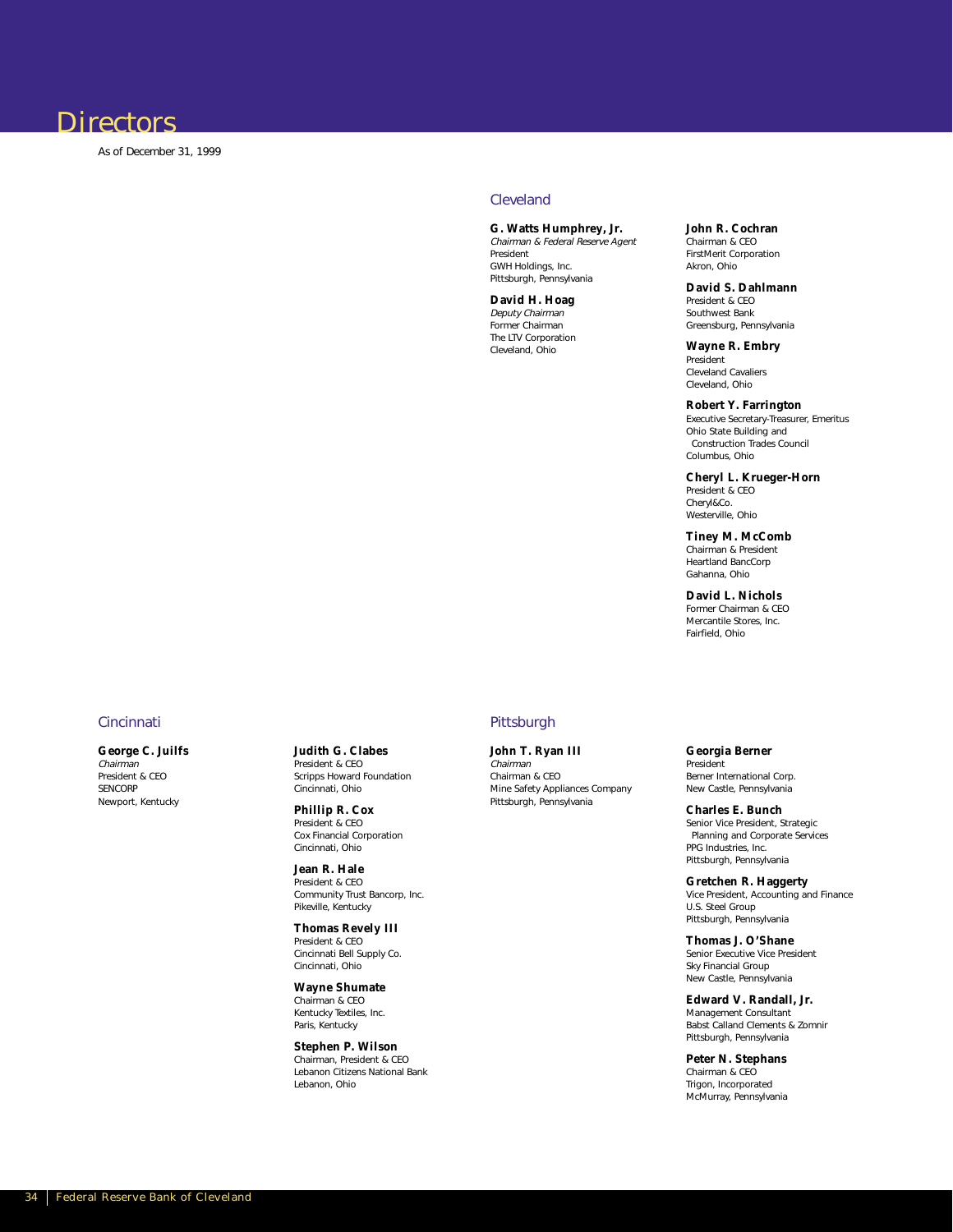# Directors

As of December 31, 1999

## Cleveland

**G. Watts Humphrey, Jr.**
*Chairman & Federal Reserve Agent*
President
GWH Holdings, Inc.
Pittsburgh, Pennsylvania

**David H. Hoag**
*Deputy Chairman*
Former Chairman
The LTV Corporation
Cleveland, Ohio

**John R. Cochran**
Chairman & CEO
FirstMerit Corporation
Akron, Ohio

**David S. Dahlmann**
President & CEO
Southwest Bank
Greensburg, Pennsylvania

**Wayne R. Embry**
President
Cleveland Cavaliers
Cleveland, Ohio

**Robert Y. Farrington**
Executive Secretary-Treasurer, Emeritus
Ohio State Building and
Construction Trades Council
Columbus, Ohio

**Cheryl L. Krueger-Horn**
President & CEO
Cheryl&Co.
Westerville, Ohio

**Tiney M. McComb**
Chairman & President
Heartland BancCorp
Gahanna, Ohio

**David L. Nichols**
Former Chairman & CEO
Mercantile Stores, Inc.
Fairfield, Ohio

## Cincinnati

**George C. Juilfs**
*Chairman*
President & CEO
SENCORP
Newport, Kentucky

**Judith G. Clabes**
President & CEO
Scripps Howard Foundation
Cincinnati, Ohio

**Phillip R. Cox**
President & CEO
Cox Financial Corporation
Cincinnati, Ohio

**Jean R. Hale**
President & CEO
Community Trust Bancorp, Inc.
Pikeville, Kentucky

**Thomas Revely III**
President & CEO
Cincinnati Bell Supply Co.
Cincinnati, Ohio

**Wayne Shumate**
Chairman & CEO
Kentucky Textiles, Inc.
Paris, Kentucky

**Stephen P. Wilson**
Chairman, President & CEO
Lebanon Citizens National Bank
Lebanon, Ohio

## Pittsburgh

**John T. Ryan III**
*Chairman*
Chairman & CEO
Mine Safety Appliances Company
Pittsburgh, Pennsylvania

**Georgia Berner**
President
Berner International Corp.
New Castle, Pennsylvania

**Charles E. Bunch**
Senior Vice President, Strategic
Planning and Corporate Services
PPG Industries, Inc.
Pittsburgh, Pennsylvania

**Gretchen R. Haggerty**
Vice President, Accounting and Finance
U.S. Steel Group
Pittsburgh, Pennsylvania

**Thomas J. O'Shane**
Senior Executive Vice President
Sky Financial Group
New Castle, Pennsylvania

**Edward V. Randall, Jr.**
Management Consultant
Babst Calland Clements & Zomnir
Pittsburgh, Pennsylvania

**Peter N. Stephans**
Chairman & CEO
Trigon, Incorporated
McMurray, Pennsylvania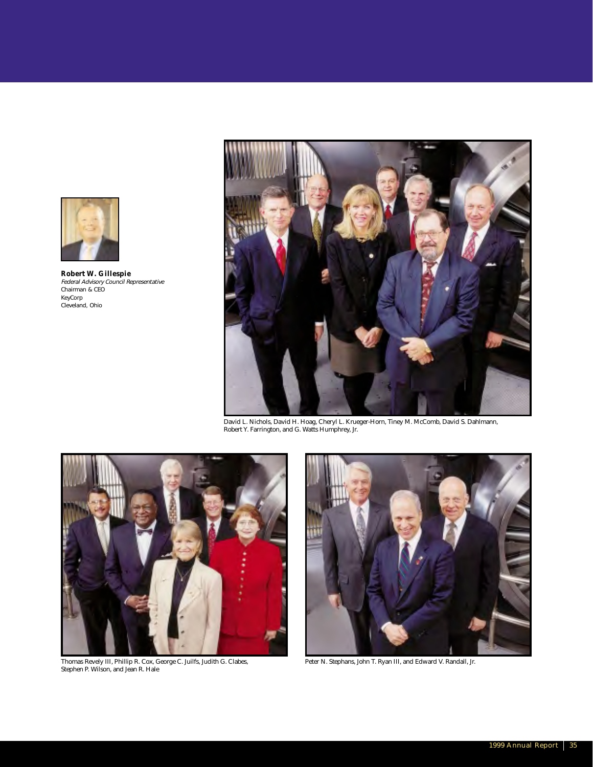**Robert W. Gillespie**
*Federal Advisory Council Representative*
Chairman & CEO
KeyCorp
Cleveland, Ohio

David L. Nichols, David H. Hoag, Cheryl L. Krueger-Horn, Tiney M. McComb, David S. Dahlmann, Robert Y. Farrington, and G. Watts Humphrey, Jr.

Thomas Revely III, Phillip R. Cox, George C. Juilfs, Judith G. Clabes, Stephen P. Wilson, and Jean R. Hale

Peter N. Stephans, John T. Ryan III, and Edward V. Randall, Jr.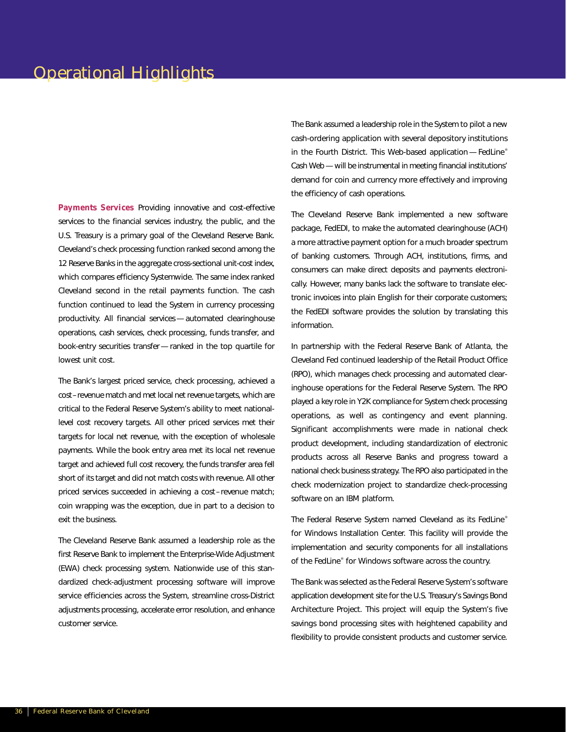# Operational Highlights

**Payments Services** Providing innovative and cost-effective services to the financial services industry, the public, and the U.S. Treasury is a primary goal of the Cleveland Reserve Bank. Cleveland's check processing function ranked second among the 12 Reserve Banks in the aggregate cross-sectional unit-cost index, which compares efficiency Systemwide. The same index ranked Cleveland second in the retail payments function. The cash function continued to lead the System in currency processing productivity. All financial services — automated clearinghouse operations, cash services, check processing, funds transfer, and book-entry securities transfer — ranked in the top quartile for lowest unit cost.

The Bank's largest priced service, check processing, achieved a cost–revenue match and met local net revenue targets, which are critical to the Federal Reserve System's ability to meet national-level cost recovery targets. All other priced services met their targets for local net revenue, with the exception of wholesale payments. While the book entry area met its local net revenue target and achieved full cost recovery, the funds transfer area fell short of its target and did not match costs with revenue. All other priced services succeeded in achieving a cost–revenue match; coin wrapping was the exception, due in part to a decision to exit the business.

The Cleveland Reserve Bank assumed a leadership role as the first Reserve Bank to implement the Enterprise-Wide Adjustment (EWA) check processing system. Nationwide use of this standardized check-adjustment processing software will improve service efficiencies across the System, streamline cross-District adjustments processing, accelerate error resolution, and enhance customer service.

The Bank assumed a leadership role in the System to pilot a new cash-ordering application with several depository institutions in the Fourth District. This Web-based application — FedLine® Cash Web — will be instrumental in meeting financial institutions' demand for coin and currency more effectively and improving the efficiency of cash operations.

The Cleveland Reserve Bank implemented a new software package, FedEDI, to make the automated clearinghouse (ACH) a more attractive payment option for a much broader spectrum of banking customers. Through ACH, institutions, firms, and consumers can make direct deposits and payments electronically. However, many banks lack the software to translate electronic invoices into plain English for their corporate customers; the FedEDI software provides the solution by translating this information.

In partnership with the Federal Reserve Bank of Atlanta, the Cleveland Fed continued leadership of the Retail Product Office (RPO), which manages check processing and automated clearinghouse operations for the Federal Reserve System. The RPO played a key role in Y2K compliance for System check processing operations, as well as contingency and event planning. Significant accomplishments were made in national check product development, including standardization of electronic products across all Reserve Banks and progress toward a national check business strategy. The RPO also participated in the check modernization project to standardize check-processing software on an IBM platform.

The Federal Reserve System named Cleveland as its FedLine® for Windows Installation Center. This facility will provide the implementation and security components for all installations of the FedLine® for Windows software across the country.

The Bank was selected as the Federal Reserve System's software application development site for the U.S. Treasury's Savings Bond Architecture Project. This project will equip the System's five savings bond processing sites with heightened capability and flexibility to provide consistent products and customer service.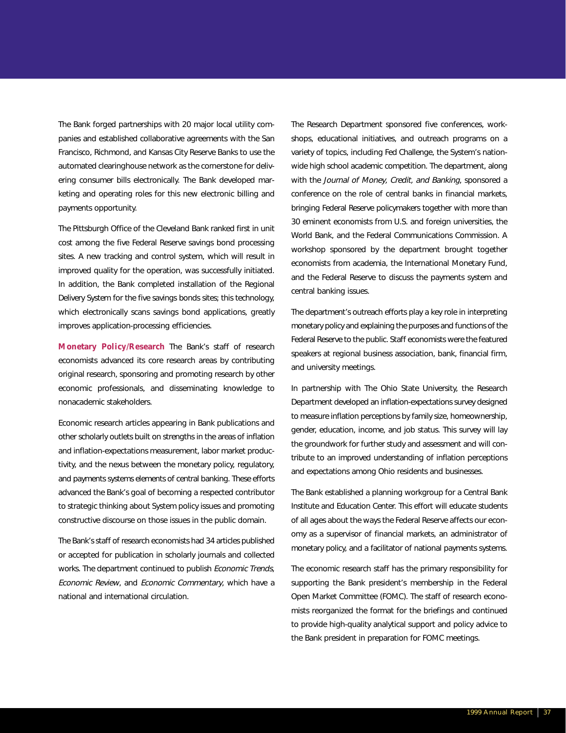The Bank forged partnerships with 20 major local utility companies and established collaborative agreements with the San Francisco, Richmond, and Kansas City Reserve Banks to use the automated clearinghouse network as the cornerstone for delivering consumer bills electronically. The Bank developed marketing and operating roles for this new electronic billing and payments opportunity.

The Pittsburgh Office of the Cleveland Bank ranked first in unit cost among the five Federal Reserve savings bond processing sites. A new tracking and control system, which will result in improved quality for the operation, was successfully initiated. In addition, the Bank completed installation of the Regional Delivery System for the five savings bonds sites; this technology, which electronically scans savings bond applications, greatly improves application-processing efficiencies.

**Monetary Policy/Research** The Bank's staff of research economists advanced its core research areas by contributing original research, sponsoring and promoting research by other economic professionals, and disseminating knowledge to nonacademic stakeholders.

Economic research articles appearing in Bank publications and other scholarly outlets built on strengths in the areas of inflation and inflation-expectations measurement, labor market productivity, and the nexus between the monetary policy, regulatory, and payments systems elements of central banking. These efforts advanced the Bank's goal of becoming a respected contributor to strategic thinking about System policy issues and promoting constructive discourse on those issues in the public domain.

The Bank's staff of research economists had 34 articles published or accepted for publication in scholarly journals and collected works. The department continued to publish *Economic Trends*, *Economic Review*, and *Economic Commentary*, which have a national and international circulation.

The Research Department sponsored five conferences, workshops, educational initiatives, and outreach programs on a variety of topics, including Fed Challenge, the System's nationwide high school academic competition. The department, along with the *Journal of Money, Credit, and Banking*, sponsored a conference on the role of central banks in financial markets, bringing Federal Reserve policymakers together with more than 30 eminent economists from U.S. and foreign universities, the World Bank, and the Federal Communications Commission. A workshop sponsored by the department brought together economists from academia, the International Monetary Fund, and the Federal Reserve to discuss the payments system and central banking issues.

The department's outreach efforts play a key role in interpreting monetary policy and explaining the purposes and functions of the Federal Reserve to the public. Staff economists were the featured speakers at regional business association, bank, financial firm, and university meetings.

In partnership with The Ohio State University, the Research Department developed an inflation-expectations survey designed to measure inflation perceptions by family size, homeownership, gender, education, income, and job status. This survey will lay the groundwork for further study and assessment and will contribute to an improved understanding of inflation perceptions and expectations among Ohio residents and businesses.

The Bank established a planning workgroup for a Central Bank Institute and Education Center. This effort will educate students of all ages about the ways the Federal Reserve affects our economy as a supervisor of financial markets, an administrator of monetary policy, and a facilitator of national payments systems.

The economic research staff has the primary responsibility for supporting the Bank president's membership in the Federal Open Market Committee (FOMC). The staff of research economists reorganized the format for the briefings and continued to provide high-quality analytical support and policy advice to the Bank president in preparation for FOMC meetings.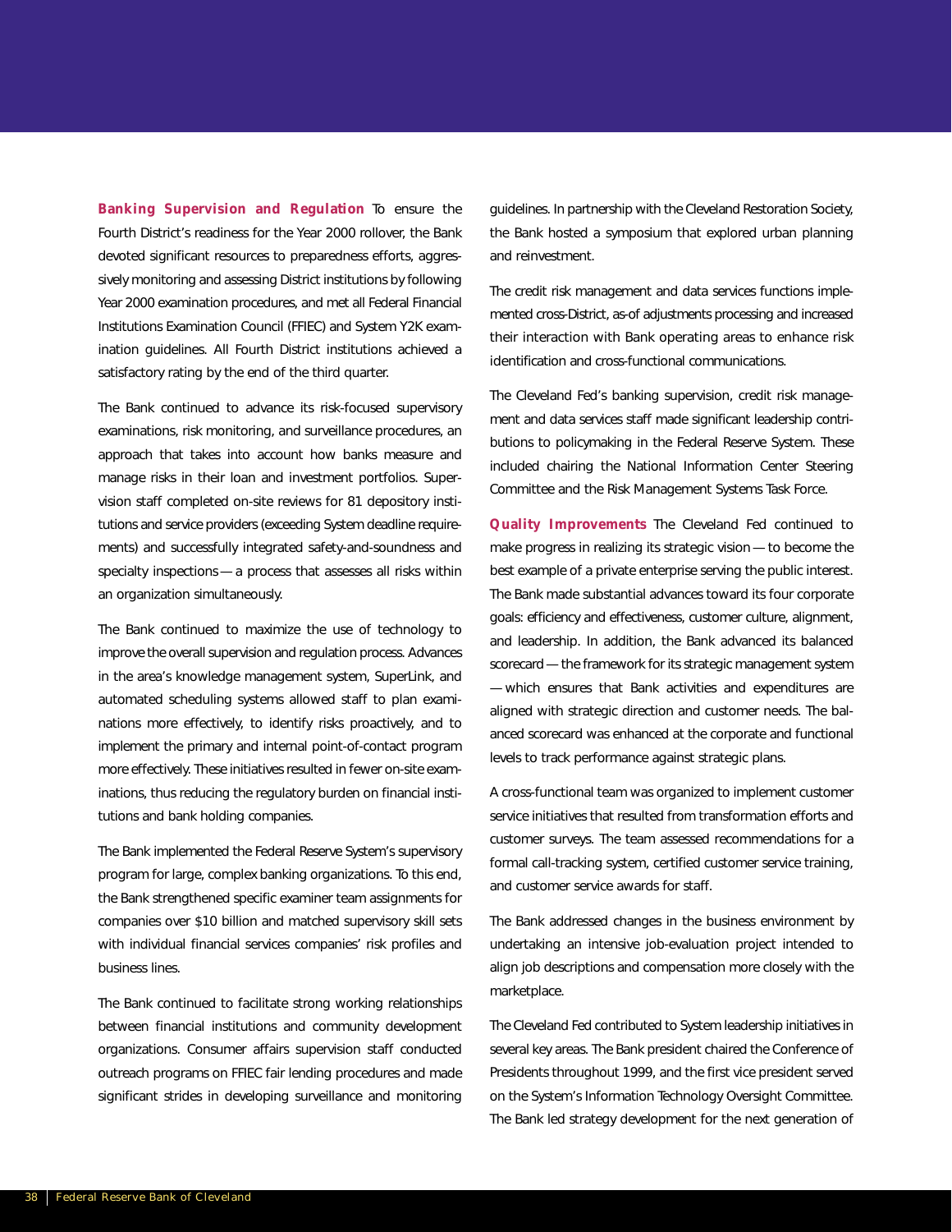**Banking Supervision and Regulation** To ensure the Fourth District's readiness for the Year 2000 rollover, the Bank devoted significant resources to preparedness efforts, aggressively monitoring and assessing District institutions by following Year 2000 examination procedures, and met all Federal Financial Institutions Examination Council (FFIEC) and System Y2K examination guidelines. All Fourth District institutions achieved a satisfactory rating by the end of the third quarter.

The Bank continued to advance its risk-focused supervisory examinations, risk monitoring, and surveillance procedures, an approach that takes into account how banks measure and manage risks in their loan and investment portfolios. Supervision staff completed on-site reviews for 81 depository institutions and service providers (exceeding System deadline requirements) and successfully integrated safety-and-soundness and specialty inspections — a process that assesses all risks within an organization simultaneously.

The Bank continued to maximize the use of technology to improve the overall supervision and regulation process. Advances in the area's knowledge management system, SuperLink, and automated scheduling systems allowed staff to plan examinations more effectively, to identify risks proactively, and to implement the primary and internal point-of-contact program more effectively. These initiatives resulted in fewer on-site examinations, thus reducing the regulatory burden on financial institutions and bank holding companies.

The Bank implemented the Federal Reserve System's supervisory program for large, complex banking organizations. To this end, the Bank strengthened specific examiner team assignments for companies over $10 billion and matched supervisory skill sets with individual financial services companies' risk profiles and business lines.

The Bank continued to facilitate strong working relationships between financial institutions and community development organizations. Consumer affairs supervision staff conducted outreach programs on FFIEC fair lending procedures and made significant strides in developing surveillance and monitoring guidelines. In partnership with the Cleveland Restoration Society, the Bank hosted a symposium that explored urban planning and reinvestment.

The credit risk management and data services functions implemented cross-District, as-of adjustments processing and increased their interaction with Bank operating areas to enhance risk identification and cross-functional communications.

The Cleveland Fed's banking supervision, credit risk management and data services staff made significant leadership contributions to policymaking in the Federal Reserve System. These included chairing the National Information Center Steering Committee and the Risk Management Systems Task Force.

**Quality Improvements** The Cleveland Fed continued to make progress in realizing its strategic vision — to become the best example of a private enterprise serving the public interest. The Bank made substantial advances toward its four corporate goals: efficiency and effectiveness, customer culture, alignment, and leadership. In addition, the Bank advanced its balanced scorecard — the framework for its strategic management system — which ensures that Bank activities and expenditures are aligned with strategic direction and customer needs. The balanced scorecard was enhanced at the corporate and functional levels to track performance against strategic plans.

A cross-functional team was organized to implement customer service initiatives that resulted from transformation efforts and customer surveys. The team assessed recommendations for a formal call-tracking system, certified customer service training, and customer service awards for staff.

The Bank addressed changes in the business environment by undertaking an intensive job-evaluation project intended to align job descriptions and compensation more closely with the marketplace.

The Cleveland Fed contributed to System leadership initiatives in several key areas. The Bank president chaired the Conference of Presidents throughout 1999, and the first vice president served on the System's Information Technology Oversight Committee. The Bank led strategy development for the next generation of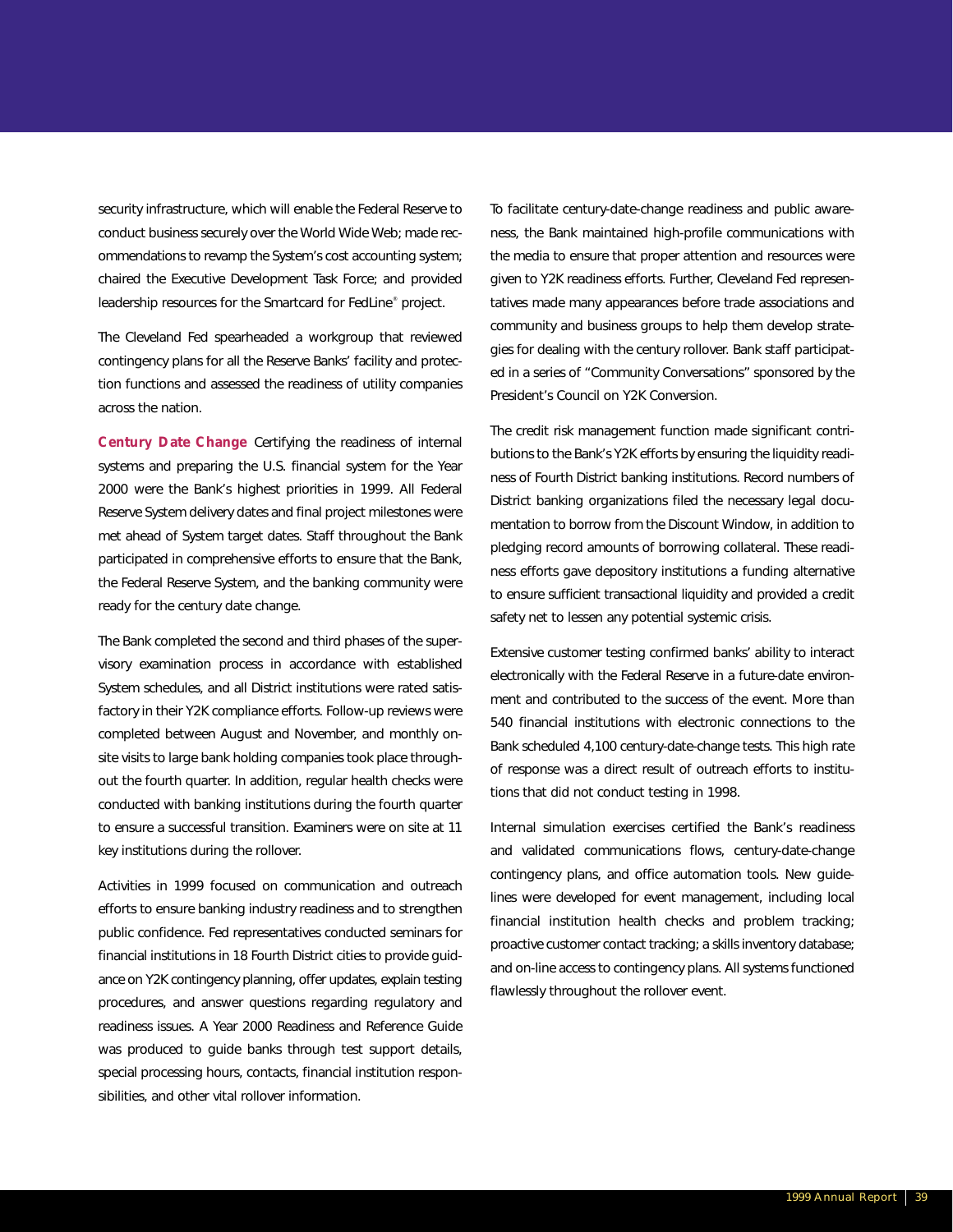security infrastructure, which will enable the Federal Reserve to conduct business securely over the World Wide Web; made recommendations to revamp the System's cost accounting system; chaired the Executive Development Task Force; and provided leadership resources for the Smartcard for FedLine® project.

The Cleveland Fed spearheaded a workgroup that reviewed contingency plans for all the Reserve Banks' facility and protection functions and assessed the readiness of utility companies across the nation.

**Century Date Change** Certifying the readiness of internal systems and preparing the U.S. financial system for the Year 2000 were the Bank's highest priorities in 1999. All Federal Reserve System delivery dates and final project milestones were met ahead of System target dates. Staff throughout the Bank participated in comprehensive efforts to ensure that the Bank, the Federal Reserve System, and the banking community were ready for the century date change.

The Bank completed the second and third phases of the supervisory examination process in accordance with established System schedules, and all District institutions were rated satisfactory in their Y2K compliance efforts. Follow-up reviews were completed between August and November, and monthly on-site visits to large bank holding companies took place throughout the fourth quarter. In addition, regular health checks were conducted with banking institutions during the fourth quarter to ensure a successful transition. Examiners were on site at 11 key institutions during the rollover.

Activities in 1999 focused on communication and outreach efforts to ensure banking industry readiness and to strengthen public confidence. Fed representatives conducted seminars for financial institutions in 18 Fourth District cities to provide guidance on Y2K contingency planning, offer updates, explain testing procedures, and answer questions regarding regulatory and readiness issues. A Year 2000 Readiness and Reference Guide was produced to guide banks through test support details, special processing hours, contacts, financial institution responsibilities, and other vital rollover information.

To facilitate century-date-change readiness and public awareness, the Bank maintained high-profile communications with the media to ensure that proper attention and resources were given to Y2K readiness efforts. Further, Cleveland Fed representatives made many appearances before trade associations and community and business groups to help them develop strategies for dealing with the century rollover. Bank staff participated in a series of "Community Conversations" sponsored by the President's Council on Y2K Conversion.

The credit risk management function made significant contributions to the Bank's Y2K efforts by ensuring the liquidity readiness of Fourth District banking institutions. Record numbers of District banking organizations filed the necessary legal documentation to borrow from the Discount Window, in addition to pledging record amounts of borrowing collateral. These readiness efforts gave depository institutions a funding alternative to ensure sufficient transactional liquidity and provided a credit safety net to lessen any potential systemic crisis.

Extensive customer testing confirmed banks' ability to interact electronically with the Federal Reserve in a future-date environment and contributed to the success of the event. More than 540 financial institutions with electronic connections to the Bank scheduled 4,100 century-date-change tests. This high rate of response was a direct result of outreach efforts to institutions that did not conduct testing in 1998.

Internal simulation exercises certified the Bank's readiness and validated communications flows, century-date-change contingency plans, and office automation tools. New guidelines were developed for event management, including local financial institution health checks and problem tracking; proactive customer contact tracking; a skills inventory database; and on-line access to contingency plans. All systems functioned flawlessly throughout the rollover event.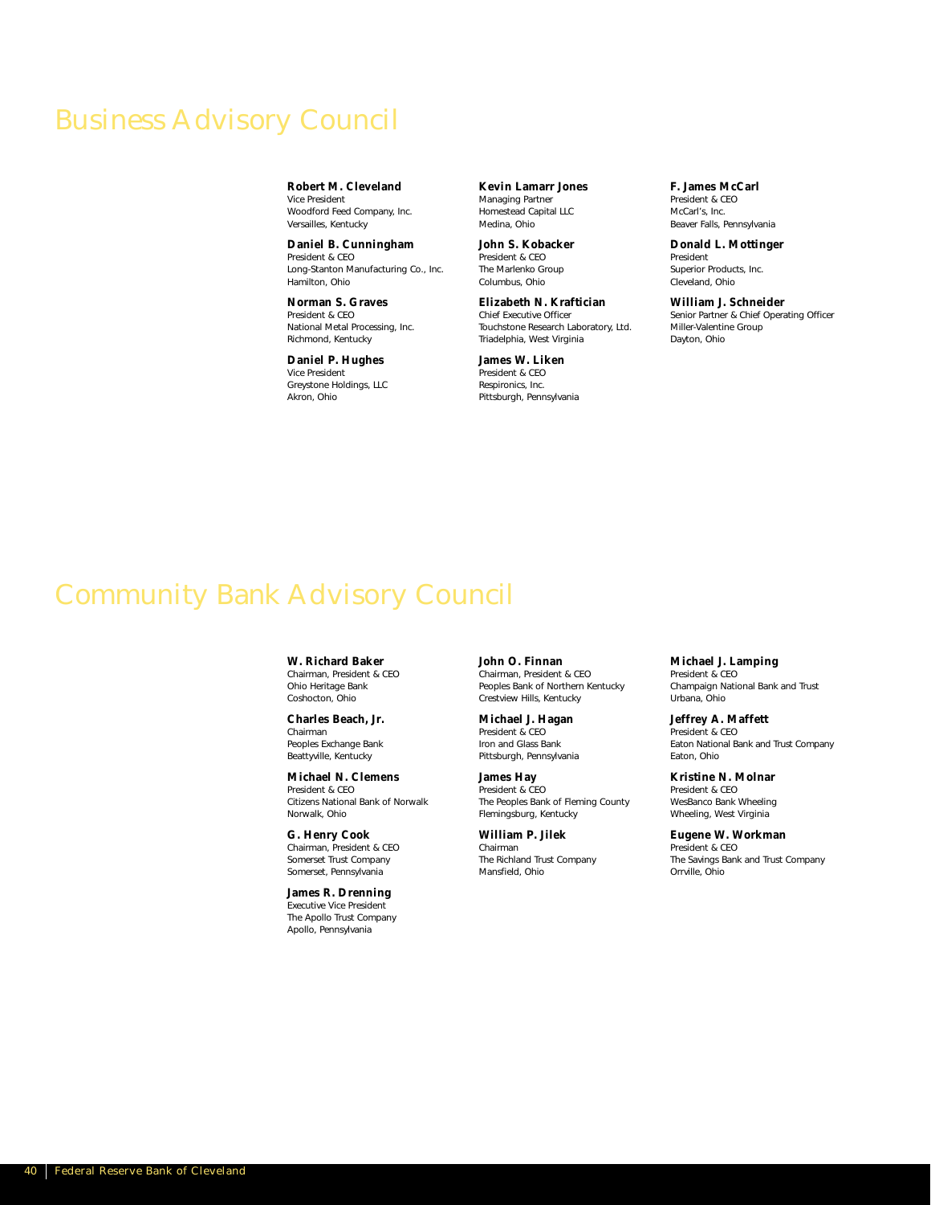# Business Advisory Council

**Robert M. Cleveland**
Vice President
Woodford Feed Company, Inc.
Versailles, Kentucky

**Daniel B. Cunningham**
President & CEO
Long-Stanton Manufacturing Co., Inc.
Hamilton, Ohio

**Norman S. Graves**
President & CEO
National Metal Processing, Inc.
Richmond, Kentucky

**Daniel P. Hughes**
Vice President
Greystone Holdings, LLC
Akron, Ohio

**Kevin Lamarr Jones**
Managing Partner
Homestead Capital LLC
Medina, Ohio

**John S. Kobacker**
President & CEO
The Marlenko Group
Columbus, Ohio

**Elizabeth N. Kraftician**
Chief Executive Officer
Touchstone Research Laboratory, Ltd.
Triadelphia, West Virginia

**James W. Liken**
President & CEO
Respironics, Inc.
Pittsburgh, Pennsylvania

**F. James McCarl**
President & CEO
McCarl's, Inc.
Beaver Falls, Pennsylvania

**Donald L. Mottinger**
President
Superior Products, Inc.
Cleveland, Ohio

**William J. Schneider**
Senior Partner & Chief Operating Officer
Miller-Valentine Group
Dayton, Ohio

# Community Bank Advisory Council

**W. Richard Baker**
Chairman, President & CEO
Ohio Heritage Bank
Coshocton, Ohio

**Charles Beach, Jr.**
Chairman
Peoples Exchange Bank
Beattyville, Kentucky

**Michael N. Clemens**
President & CEO
Citizens National Bank of Norwalk
Norwalk, Ohio

**G. Henry Cook**
Chairman, President & CEO
Somerset Trust Company
Somerset, Pennsylvania

**James R. Drenning**
Executive Vice President
The Apollo Trust Company
Apollo, Pennsylvania

**John O. Finnan**
Chairman, President & CEO
Peoples Bank of Northern Kentucky
Crestview Hills, Kentucky

**Michael J. Hagan**
President & CEO
Iron and Glass Bank
Pittsburgh, Pennsylvania

**James Hay**
President & CEO
The Peoples Bank of Fleming County
Flemingsburg, Kentucky

**William P. Jilek**
Chairman
The Richland Trust Company
Mansfield, Ohio

**Michael J. Lamping**
President & CEO
Champaign National Bank and Trust
Urbana, Ohio

**Jeffrey A. Maffett**
President & CEO
Eaton National Bank and Trust Company
Eaton, Ohio

**Kristine N. Molnar**
President & CEO
WesBanco Bank Wheeling
Wheeling, West Virginia

**Eugene W. Workman**
President & CEO
The Savings Bank and Trust Company
Orrville, Ohio